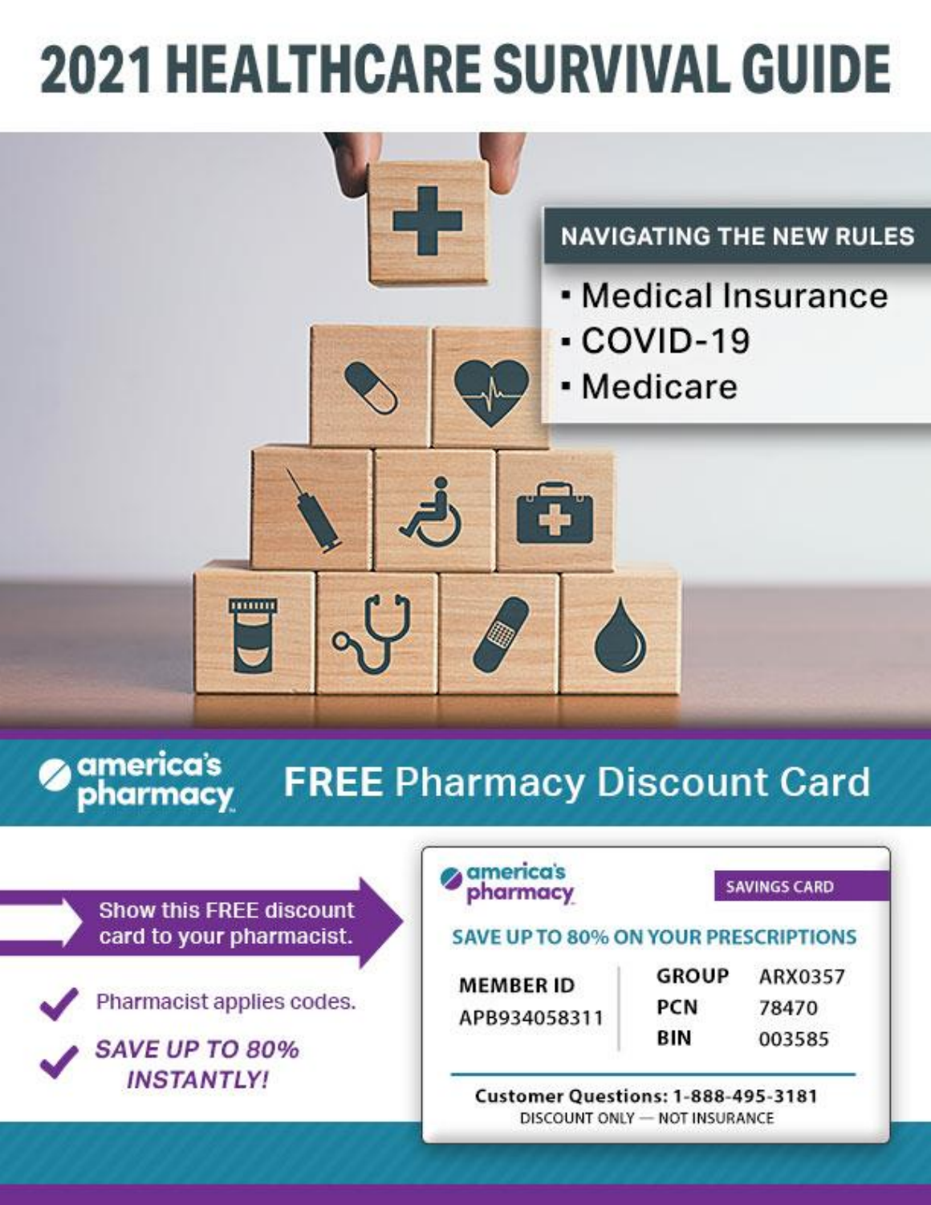# 2021 HEALTHCARE SURVIVAL GUIDE

## NAVIGATING THE NEW RULES

- Medical Insurance
- COVID-19
- Medicare

## america's pharmacy — FREE Pharmacy Discount Card

Show this FREE discount card to your pharmacist.

- Pharmacist applies codes.
- ***SAVE UP TO 80% INSTANTLY!***

**america's pharmacy** — SAVINGS CARD

**SAVE UP TO 80% ON YOUR PRESCRIPTIONS**

**MEMBER ID**
APB934058311

| | |
|---|---|
| **GROUP** | ARX0357 |
| **PCN** | 78470 |
| **BIN** | 003585 |

**Customer Questions: 1-888-495-3181**
DISCOUNT ONLY — NOT INSURANCE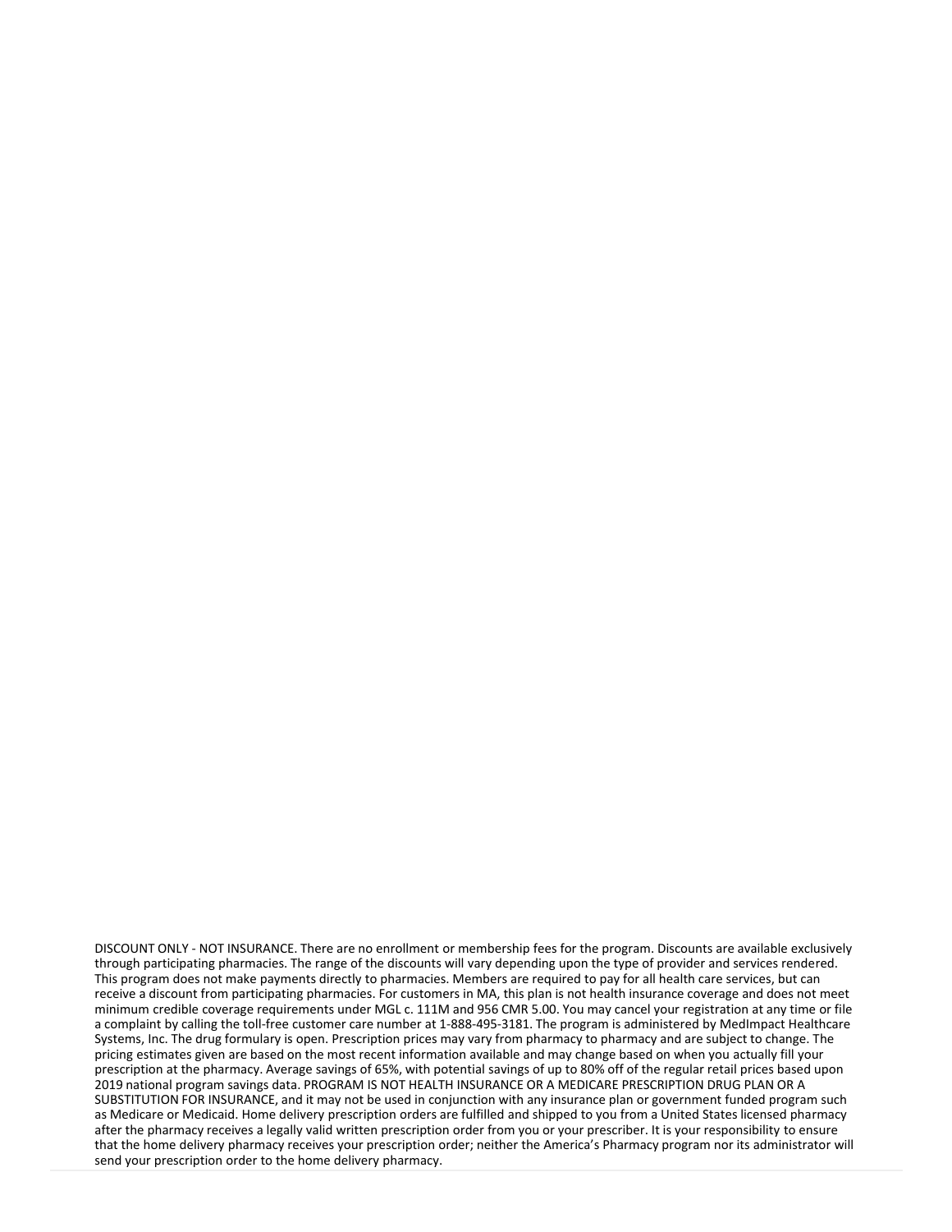DISCOUNT ONLY - NOT INSURANCE. There are no enrollment or membership fees for the program. Discounts are available exclusively through participating pharmacies. The range of the discounts will vary depending upon the type of provider and services rendered. This program does not make payments directly to pharmacies. Members are required to pay for all health care services, but can receive a discount from participating pharmacies. For customers in MA, this plan is not health insurance coverage and does not meet minimum credible coverage requirements under MGL c. 111M and 956 CMR 5.00. You may cancel your registration at any time or file a complaint by calling the toll-free customer care number at 1-888-495-3181. The program is administered by MedImpact Healthcare Systems, Inc. The drug formulary is open. Prescription prices may vary from pharmacy to pharmacy and are subject to change. The pricing estimates given are based on the most recent information available and may change based on when you actually fill your prescription at the pharmacy. Average savings of 65%, with potential savings of up to 80% off of the regular retail prices based upon 2019 national program savings data. PROGRAM IS NOT HEALTH INSURANCE OR A MEDICARE PRESCRIPTION DRUG PLAN OR A SUBSTITUTION FOR INSURANCE, and it may not be used in conjunction with any insurance plan or government funded program such as Medicare or Medicaid. Home delivery prescription orders are fulfilled and shipped to you from a United States licensed pharmacy after the pharmacy receives a legally valid written prescription order from you or your prescriber. It is your responsibility to ensure that the home delivery pharmacy receives your prescription order; neither the America's Pharmacy program nor its administrator will send your prescription order to the home delivery pharmacy.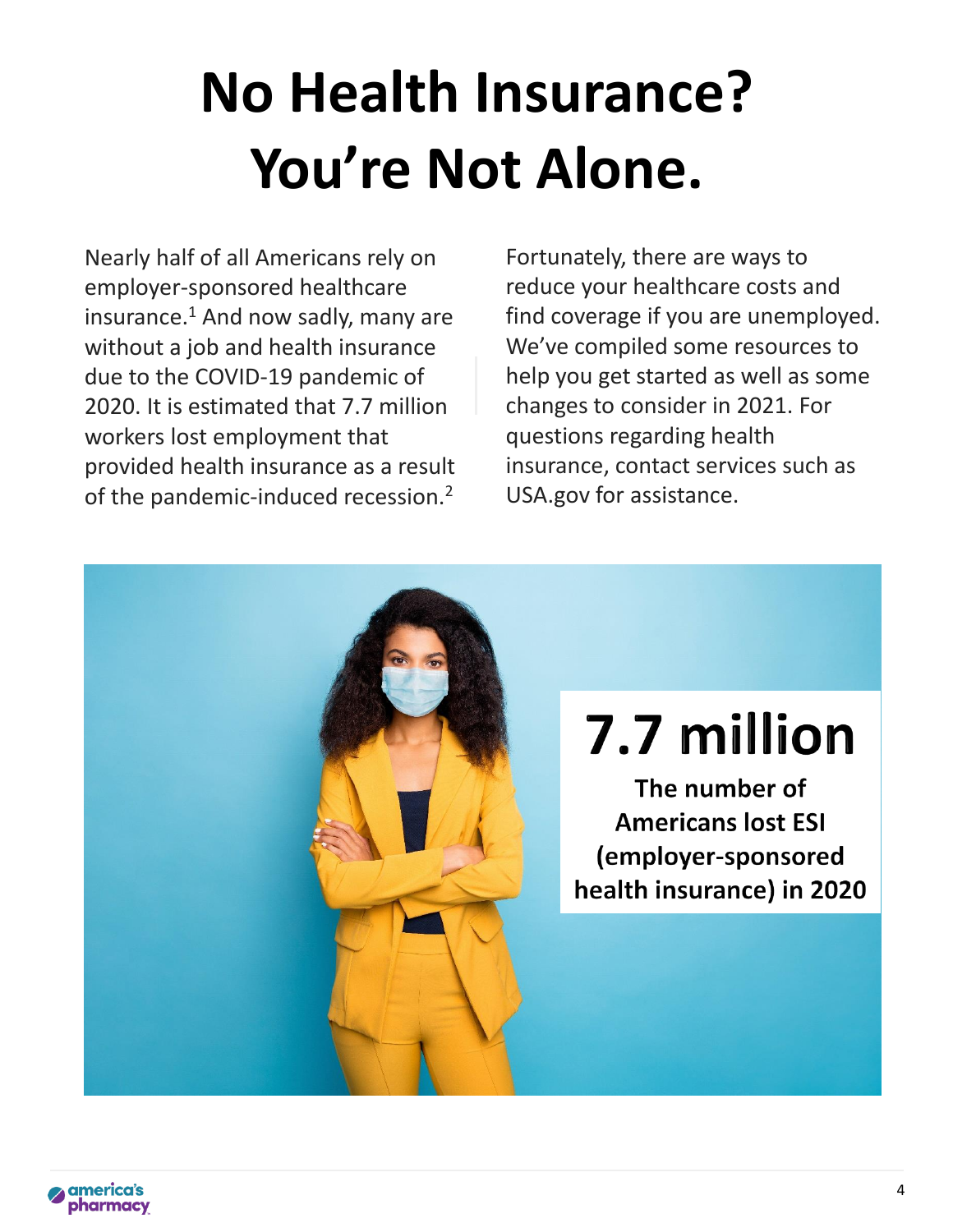# No Health Insurance? You're Not Alone.

Nearly half of all Americans rely on employer-sponsored healthcare insurance.[1] And now sadly, many are without a job and health insurance due to the COVID-19 pandemic of 2020. It is estimated that 7.7 million workers lost employment that provided health insurance as a result of the pandemic-induced recession.[2]

Fortunately, there are ways to reduce your healthcare costs and find coverage if you are unemployed. We've compiled some resources to help you get started as well as some changes to consider in 2021. For questions regarding health insurance, contact services such as USA.gov for assistance.

**7.7 million**

**The number of Americans lost ESI (employer-sponsored health insurance) in 2020**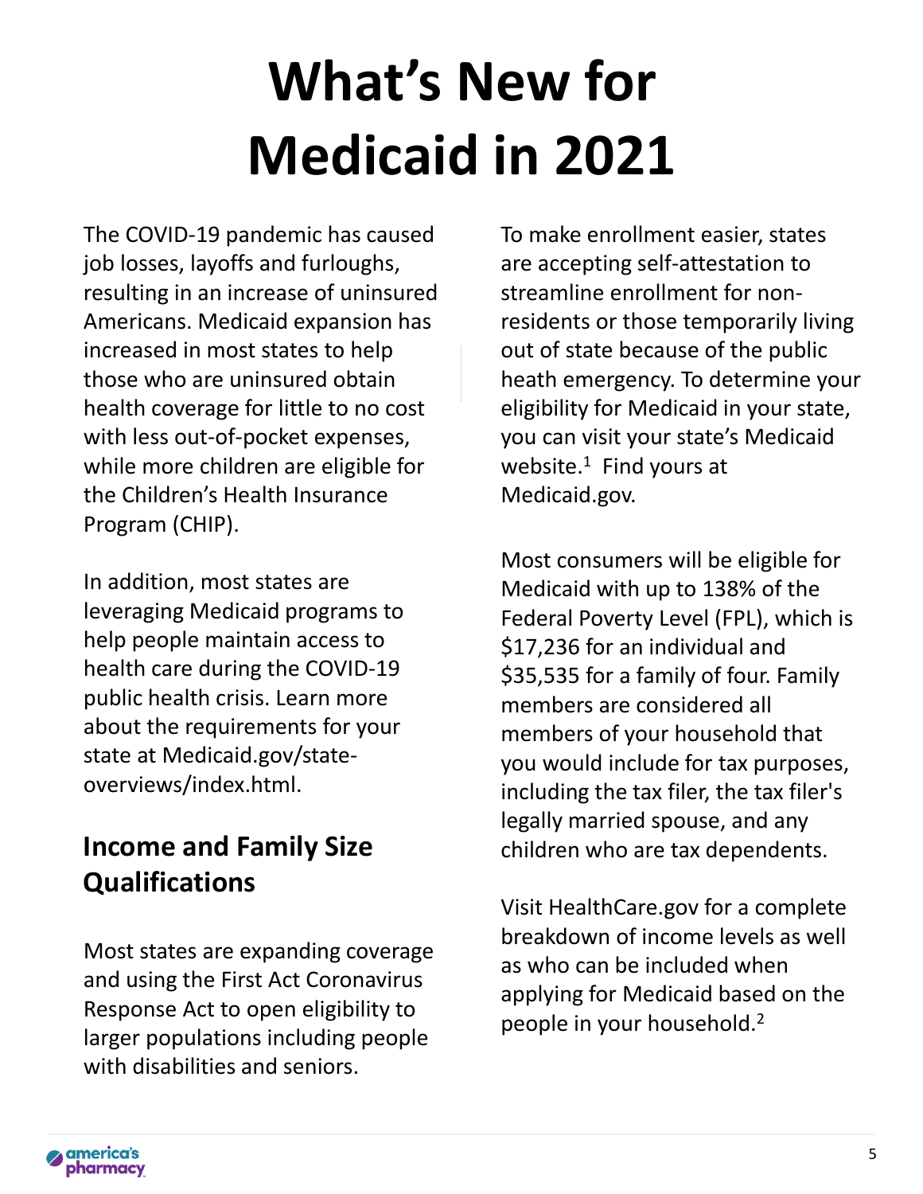# What's New for Medicaid in 2021

The COVID-19 pandemic has caused job losses, layoffs and furloughs, resulting in an increase of uninsured Americans. Medicaid expansion has increased in most states to help those who are uninsured obtain health coverage for little to no cost with less out-of-pocket expenses, while more children are eligible for the Children's Health Insurance Program (CHIP).

In addition, most states are leveraging Medicaid programs to help people maintain access to health care during the COVID-19 public health crisis. Learn more about the requirements for your state at Medicaid.gov/state-overviews/index.html.

## Income and Family Size Qualifications

Most states are expanding coverage and using the First Act Coronavirus Response Act to open eligibility to larger populations including people with disabilities and seniors.

To make enrollment easier, states are accepting self-attestation to streamline enrollment for non-residents or those temporarily living out of state because of the public heath emergency. To determine your eligibility for Medicaid in your state, you can visit your state's Medicaid website.[1] Find yours at Medicaid.gov.

Most consumers will be eligible for Medicaid with up to 138% of the Federal Poverty Level (FPL), which is $17,236 for an individual and $35,535 for a family of four. Family members are considered all members of your household that you would include for tax purposes, including the tax filer, the tax filer's legally married spouse, and any children who are tax dependents.

Visit HealthCare.gov for a complete breakdown of income levels as well as who can be included when applying for Medicaid based on the people in your household.[2]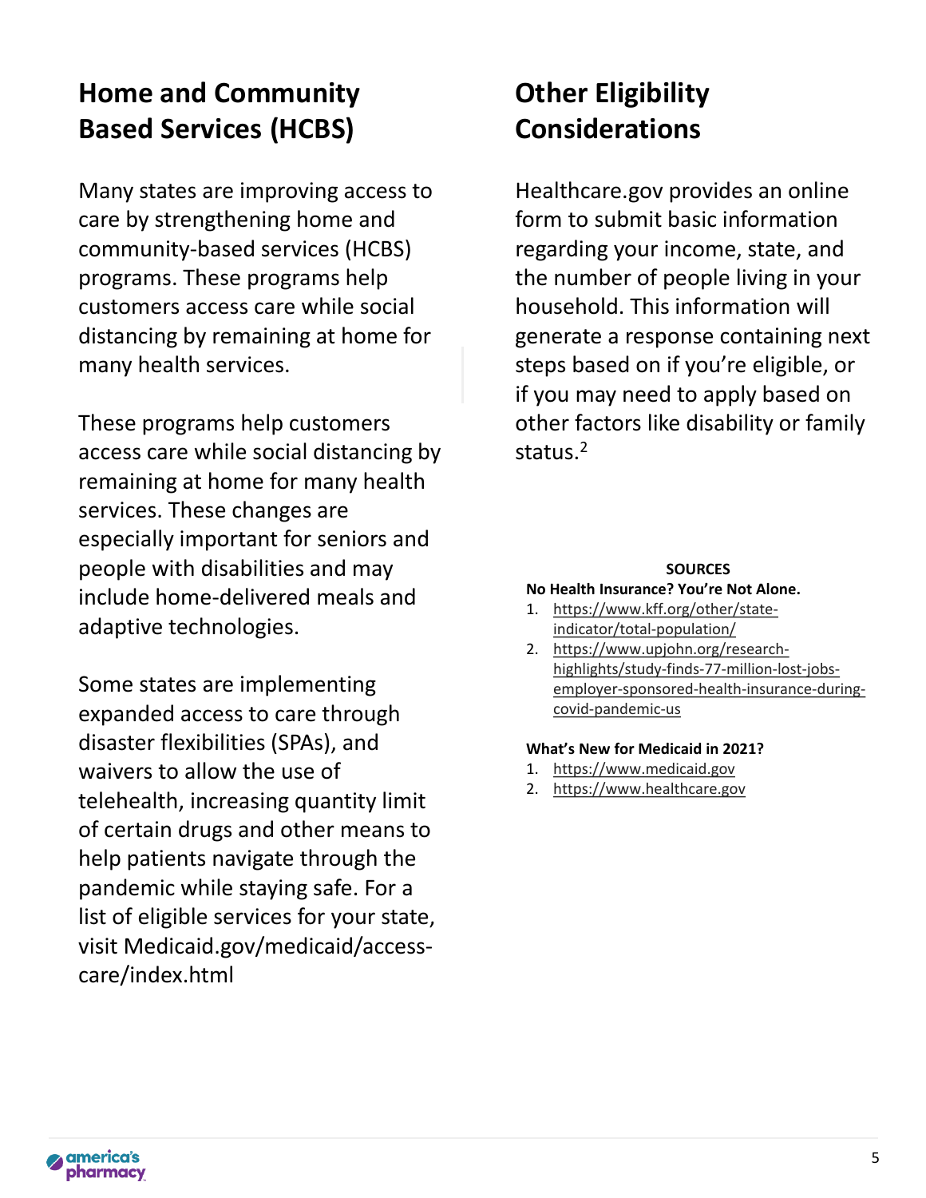## Home and Community Based Services (HCBS)

Many states are improving access to care by strengthening home and community-based services (HCBS) programs. These programs help customers access care while social distancing by remaining at home for many health services.

These programs help customers access care while social distancing by remaining at home for many health services. These changes are especially important for seniors and people with disabilities and may include home-delivered meals and adaptive technologies.

Some states are implementing expanded access to care through disaster flexibilities (SPAs), and waivers to allow the use of telehealth, increasing quantity limit of certain drugs and other means to help patients navigate through the pandemic while staying safe. For a list of eligible services for your state, visit Medicaid.gov/medicaid/access-care/index.html

## Other Eligibility Considerations

Healthcare.gov provides an online form to submit basic information regarding your income, state, and the number of people living in your household. This information will generate a response containing next steps based on if you're eligible, or if you may need to apply based on other factors like disability or family status.[2]

**SOURCES**

**No Health Insurance? You're Not Alone.**

1. https://www.kff.org/other/state-indicator/total-population/
2. https://www.upjohn.org/research-highlights/study-finds-77-million-lost-jobs-employer-sponsored-health-insurance-during-covid-pandemic-us

**What's New for Medicaid in 2021?**

1. https://www.medicaid.gov
2. https://www.healthcare.gov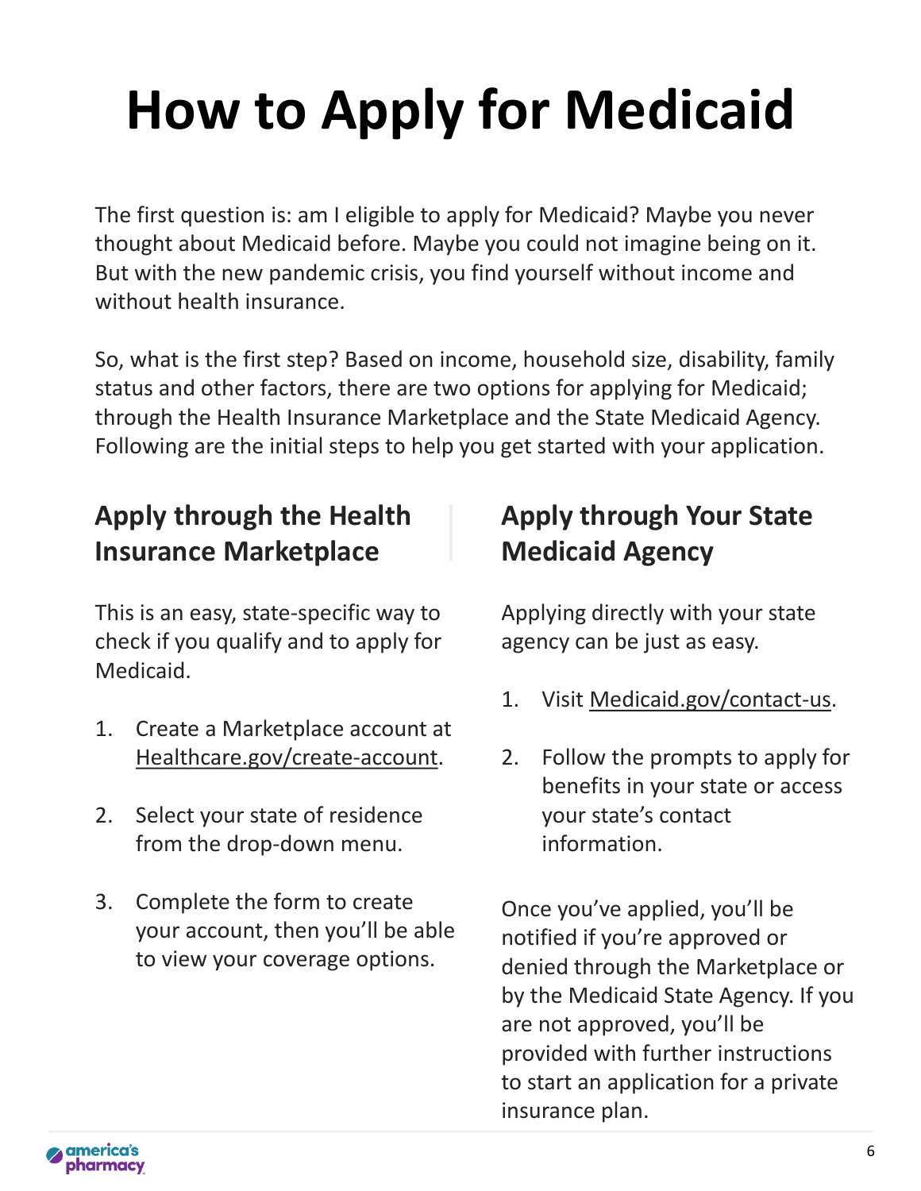# How to Apply for Medicaid

The first question is: am I eligible to apply for Medicaid? Maybe you never thought about Medicaid before. Maybe you could not imagine being on it. But with the new pandemic crisis, you find yourself without income and without health insurance.

So, what is the first step? Based on income, household size, disability, family status and other factors, there are two options for applying for Medicaid; through the Health Insurance Marketplace and the State Medicaid Agency. Following are the initial steps to help you get started with your application.

## Apply through the Health Insurance Marketplace

This is an easy, state-specific way to check if you qualify and to apply for Medicaid.

1. Create a Marketplace account at Healthcare.gov/create-account.
2. Select your state of residence from the drop-down menu.
3. Complete the form to create your account, then you'll be able to view your coverage options.

## Apply through Your State Medicaid Agency

Applying directly with your state agency can be just as easy.

1. Visit Medicaid.gov/contact-us.
2. Follow the prompts to apply for benefits in your state or access your state's contact information.

Once you've applied, you'll be notified if you're approved or denied through the Marketplace or by the Medicaid State Agency. If you are not approved, you'll be provided with further instructions to start an application for a private insurance plan.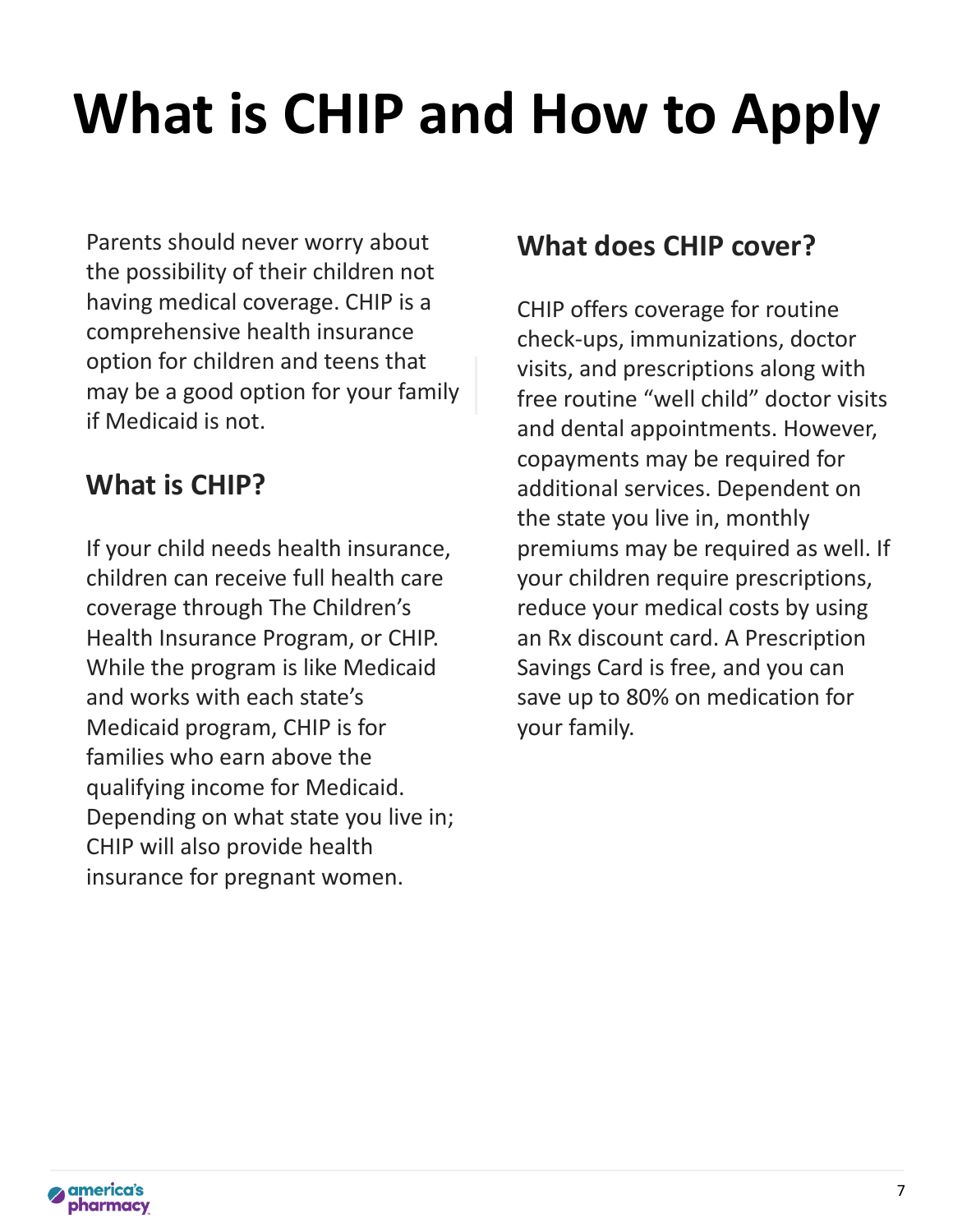# What is CHIP and How to Apply

Parents should never worry about the possibility of their children not having medical coverage. CHIP is a comprehensive health insurance option for children and teens that may be a good option for your family if Medicaid is not.

## What is CHIP?

If your child needs health insurance, children can receive full health care coverage through The Children's Health Insurance Program, or CHIP. While the program is like Medicaid and works with each state's Medicaid program, CHIP is for families who earn above the qualifying income for Medicaid. Depending on what state you live in; CHIP will also provide health insurance for pregnant women.

## What does CHIP cover?

CHIP offers coverage for routine check-ups, immunizations, doctor visits, and prescriptions along with free routine "well child" doctor visits and dental appointments. However, copayments may be required for additional services. Dependent on the state you live in, monthly premiums may be required as well. If your children require prescriptions, reduce your medical costs by using an Rx discount card. A Prescription Savings Card is free, and you can save up to 80% on medication for your family.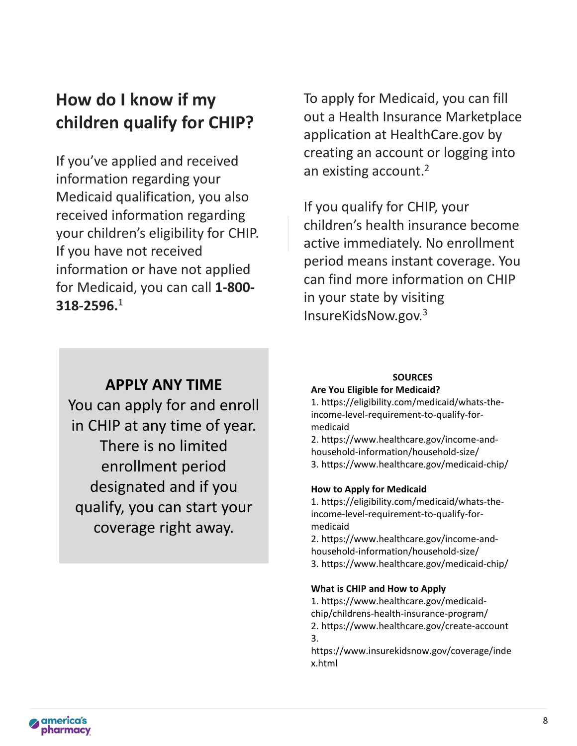## How do I know if my children qualify for CHIP?

If you've applied and received information regarding your Medicaid qualification, you also received information regarding your children's eligibility for CHIP. If you have not received information or have not applied for Medicaid, you can call **1-800-318-2596.**[1]

To apply for Medicaid, you can fill out a Health Insurance Marketplace application at HealthCare.gov by creating an account or logging into an existing account.[2]

If you qualify for CHIP, your children's health insurance become active immediately. No enrollment period means instant coverage. You can find more information on CHIP in your state by visiting InsureKidsNow.gov.[3]

**APPLY ANY TIME**

You can apply for and enroll in CHIP at any time of year. There is no limited enrollment period designated and if you qualify, you can start your coverage right away.

**SOURCES**

**Are You Eligible for Medicaid?**

1. https://eligibility.com/medicaid/whats-the-income-level-requirement-to-qualify-for-medicaid
2. https://www.healthcare.gov/income-and-household-information/household-size/
3. https://www.healthcare.gov/medicaid-chip/

**How to Apply for Medicaid**

1. https://eligibility.com/medicaid/whats-the-income-level-requirement-to-qualify-for-medicaid
2. https://www.healthcare.gov/income-and-household-information/household-size/
3. https://www.healthcare.gov/medicaid-chip/

**What is CHIP and How to Apply**

1. https://www.healthcare.gov/medicaid-chip/childrens-health-insurance-program/
2. https://www.healthcare.gov/create-account
3. https://www.insurekidsnow.gov/coverage/index.html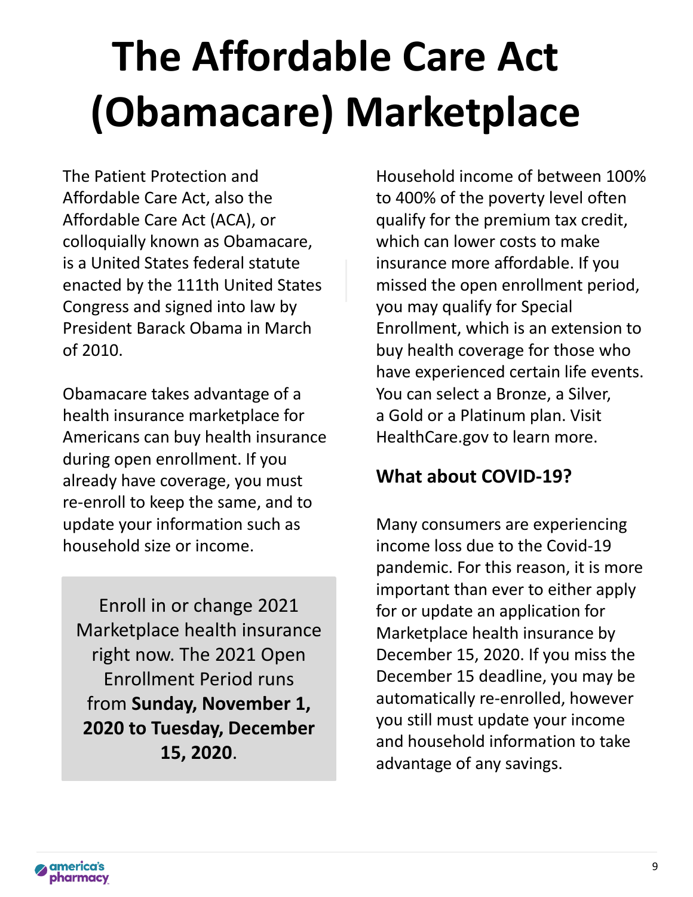# The Affordable Care Act (Obamacare) Marketplace

The Patient Protection and Affordable Care Act, also the Affordable Care Act (ACA), or colloquially known as Obamacare, is a United States federal statute enacted by the 111th United States Congress and signed into law by President Barack Obama in March of 2010.

Obamacare takes advantage of a health insurance marketplace for Americans can buy health insurance during open enrollment. If you already have coverage, you must re-enroll to keep the same, and to update your information such as household size or income.

Enroll in or change 2021 Marketplace health insurance right now. The 2021 Open Enrollment Period runs from **Sunday, November 1, 2020 to Tuesday, December 15, 2020**.

Household income of between 100% to 400% of the poverty level often qualify for the premium tax credit, which can lower costs to make insurance more affordable. If you missed the open enrollment period, you may qualify for Special Enrollment, which is an extension to buy health coverage for those who have experienced certain life events. You can select a Bronze, a Silver, a Gold or a Platinum plan. Visit HealthCare.gov to learn more.

### What about COVID-19?

Many consumers are experiencing income loss due to the Covid-19 pandemic. For this reason, it is more important than ever to either apply for or update an application for Marketplace health insurance by December 15, 2020. If you miss the December 15 deadline, you may be automatically re-enrolled, however you still must update your income and household information to take advantage of any savings.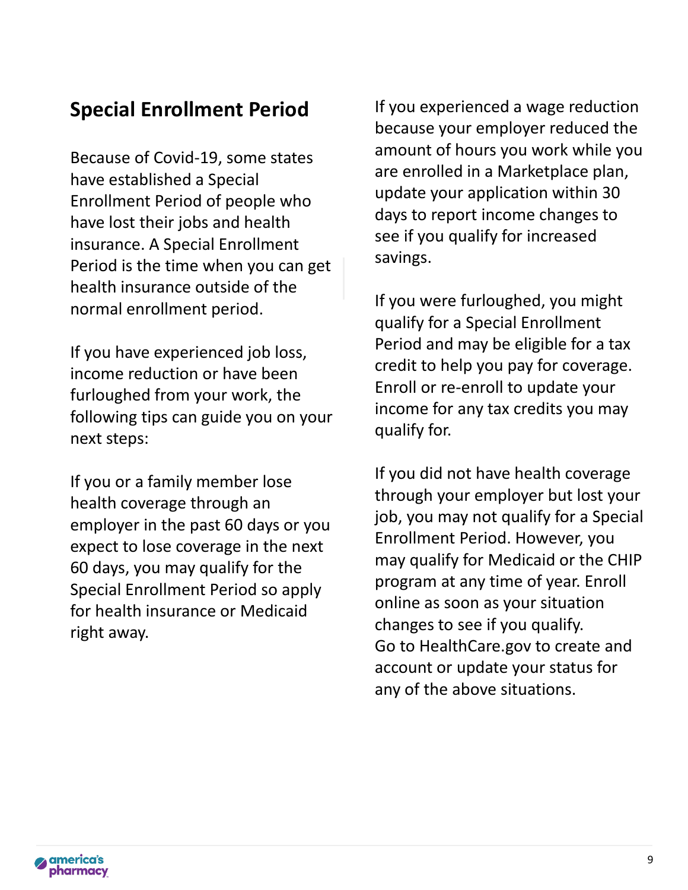## Special Enrollment Period

Because of Covid-19, some states have established a Special Enrollment Period of people who have lost their jobs and health insurance. A Special Enrollment Period is the time when you can get health insurance outside of the normal enrollment period.

If you have experienced job loss, income reduction or have been furloughed from your work, the following tips can guide you on your next steps:

If you or a family member lose health coverage through an employer in the past 60 days or you expect to lose coverage in the next 60 days, you may qualify for the Special Enrollment Period so apply for health insurance or Medicaid right away.

If you experienced a wage reduction because your employer reduced the amount of hours you work while you are enrolled in a Marketplace plan, update your application within 30 days to report income changes to see if you qualify for increased savings.

If you were furloughed, you might qualify for a Special Enrollment Period and may be eligible for a tax credit to help you pay for coverage. Enroll or re-enroll to update your income for any tax credits you may qualify for.

If you did not have health coverage through your employer but lost your job, you may not qualify for a Special Enrollment Period. However, you may qualify for Medicaid or the CHIP program at any time of year. Enroll online as soon as your situation changes to see if you qualify.
Go to HealthCare.gov to create and account or update your status for any of the above situations.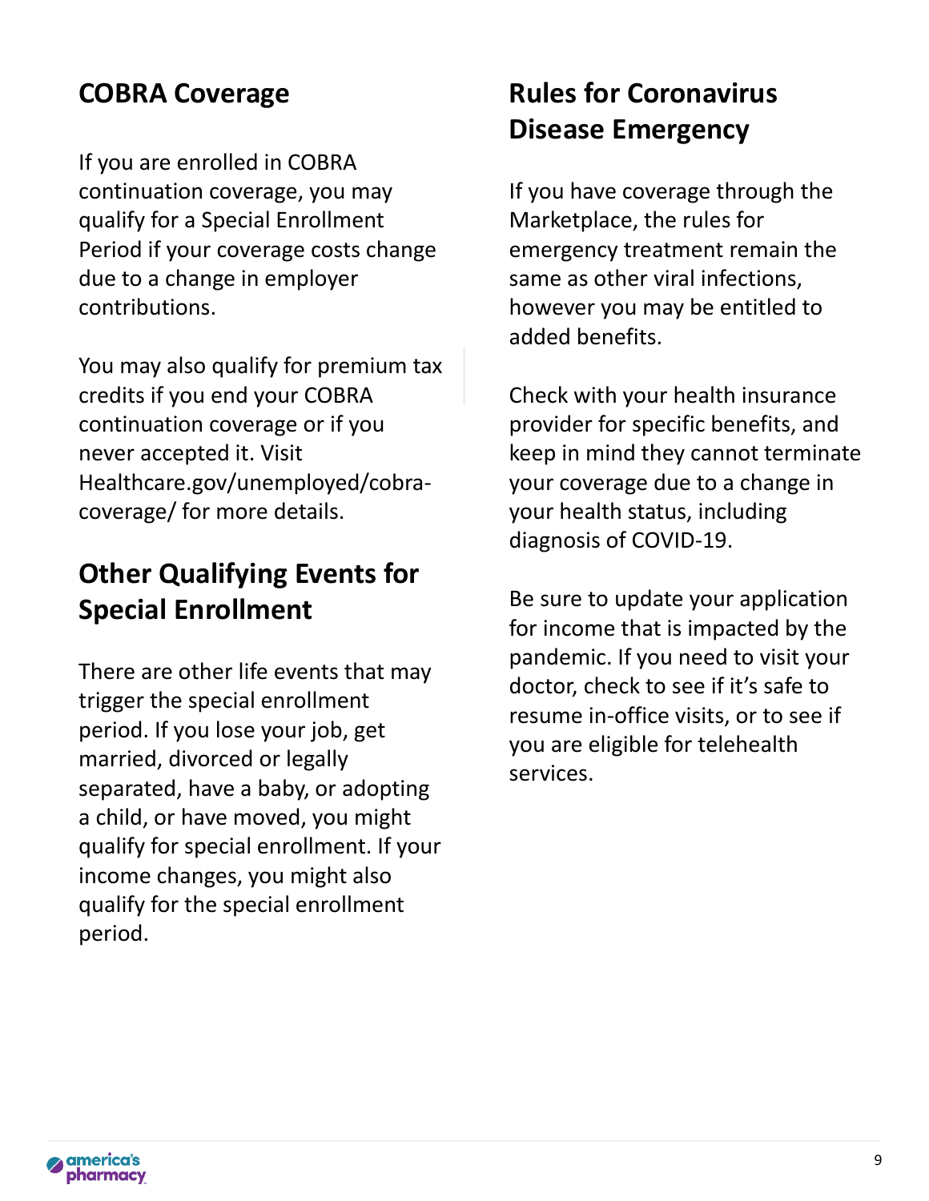## COBRA Coverage

If you are enrolled in COBRA continuation coverage, you may qualify for a Special Enrollment Period if your coverage costs change due to a change in employer contributions.

You may also qualify for premium tax credits if you end your COBRA continuation coverage or if you never accepted it. Visit Healthcare.gov/unemployed/cobra-coverage/ for more details.

## Other Qualifying Events for Special Enrollment

There are other life events that may trigger the special enrollment period. If you lose your job, get married, divorced or legally separated, have a baby, or adopting a child, or have moved, you might qualify for special enrollment. If your income changes, you might also qualify for the special enrollment period.

## Rules for Coronavirus Disease Emergency

If you have coverage through the Marketplace, the rules for emergency treatment remain the same as other viral infections, however you may be entitled to added benefits.

Check with your health insurance provider for specific benefits, and keep in mind they cannot terminate your coverage due to a change in your health status, including diagnosis of COVID-19.

Be sure to update your application for income that is impacted by the pandemic. If you need to visit your doctor, check to see if it's safe to resume in-office visits, or to see if you are eligible for telehealth services.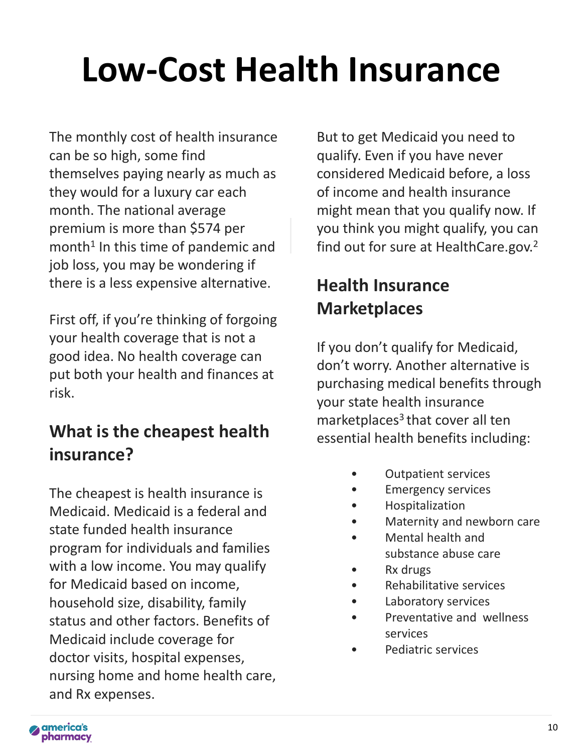# Low-Cost Health Insurance

The monthly cost of health insurance can be so high, some find themselves paying nearly as much as they would for a luxury car each month. The national average premium is more than $574 per month[1] In this time of pandemic and job loss, you may be wondering if there is a less expensive alternative.

First off, if you're thinking of forgoing your health coverage that is not a good idea. No health coverage can put both your health and finances at risk.

## What is the cheapest health insurance?

The cheapest is health insurance is Medicaid. Medicaid is a federal and state funded health insurance program for individuals and families with a low income. You may qualify for Medicaid based on income, household size, disability, family status and other factors. Benefits of Medicaid include coverage for doctor visits, hospital expenses, nursing home and home health care, and Rx expenses.

But to get Medicaid you need to qualify. Even if you have never considered Medicaid before, a loss of income and health insurance might mean that you qualify now. If you think you might qualify, you can find out for sure at HealthCare.gov.[2]

## Health Insurance Marketplaces

If you don't qualify for Medicaid, don't worry. Another alternative is purchasing medical benefits through your state health insurance marketplaces[3] that cover all ten essential health benefits including:

- Outpatient services
- Emergency services
- Hospitalization
- Maternity and newborn care
- Mental health and substance abuse care
- Rx drugs
- Rehabilitative services
- Laboratory services
- Preventative and wellness services
- Pediatric services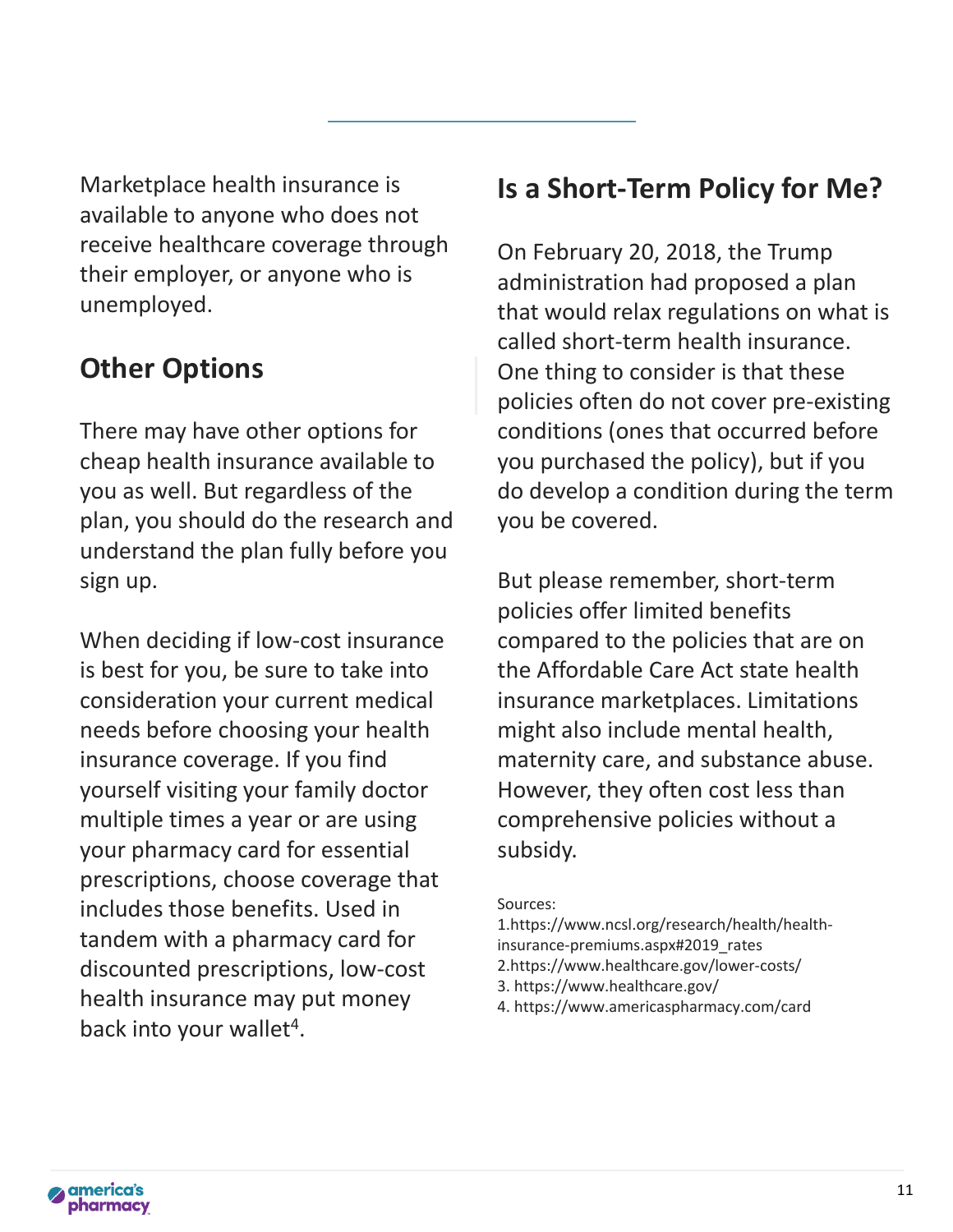Marketplace health insurance is available to anyone who does not receive healthcare coverage through their employer, or anyone who is unemployed.

## Other Options

There may have other options for cheap health insurance available to you as well. But regardless of the plan, you should do the research and understand the plan fully before you sign up.

When deciding if low-cost insurance is best for you, be sure to take into consideration your current medical needs before choosing your health insurance coverage. If you find yourself visiting your family doctor multiple times a year or are using your pharmacy card for essential prescriptions, choose coverage that includes those benefits. Used in tandem with a pharmacy card for discounted prescriptions, low-cost health insurance may put money back into your wallet[4].

## Is a Short-Term Policy for Me?

On February 20, 2018, the Trump administration had proposed a plan that would relax regulations on what is called short-term health insurance. One thing to consider is that these policies often do not cover pre-existing conditions (ones that occurred before you purchased the policy), but if you do develop a condition during the term you be covered.

But please remember, short-term policies offer limited benefits compared to the policies that are on the Affordable Care Act state health insurance marketplaces. Limitations might also include mental health, maternity care, and substance abuse. However, they often cost less than comprehensive policies without a subsidy.

Sources:
1.https://www.ncsl.org/research/health/health-insurance-premiums.aspx#2019_rates
2.https://www.healthcare.gov/lower-costs/
3. https://www.healthcare.gov/
4. https://www.americaspharmacy.com/card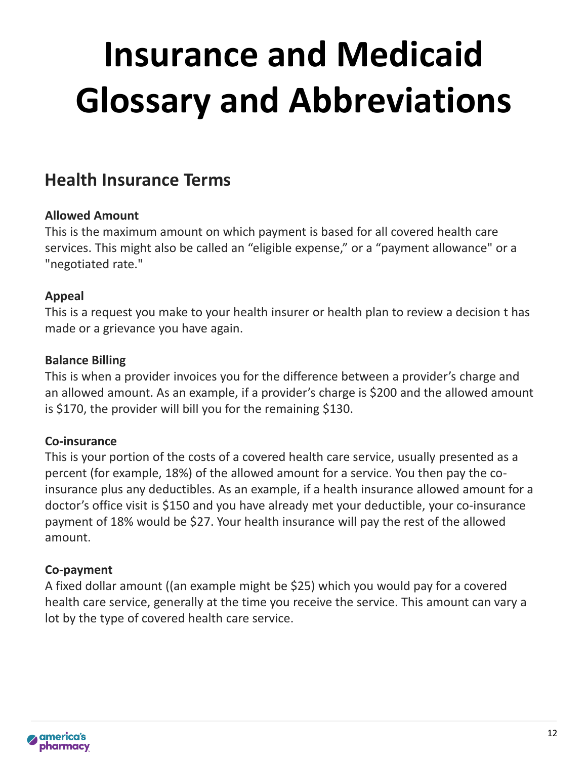# Insurance and Medicaid Glossary and Abbreviations

## Health Insurance Terms

**Allowed Amount**
This is the maximum amount on which payment is based for all covered health care services. This might also be called an "eligible expense," or a "payment allowance" or a "negotiated rate."

**Appeal**
This is a request you make to your health insurer or health plan to review a decision t has made or a grievance you have again.

**Balance Billing**
This is when a provider invoices you for the difference between a provider's charge and an allowed amount. As an example, if a provider's charge is $200 and the allowed amount is $170, the provider will bill you for the remaining $130.

**Co-insurance**
This is your portion of the costs of a covered health care service, usually presented as a percent (for example, 18%) of the allowed amount for a service. You then pay the co-insurance plus any deductibles. As an example, if a health insurance allowed amount for a doctor's office visit is $150 and you have already met your deductible, your co-insurance payment of 18% would be $27. Your health insurance will pay the rest of the allowed amount.

**Co-payment**
A fixed dollar amount ((an example might be $25) which you would pay for a covered health care service, generally at the time you receive the service. This amount can vary a lot by the type of covered health care service.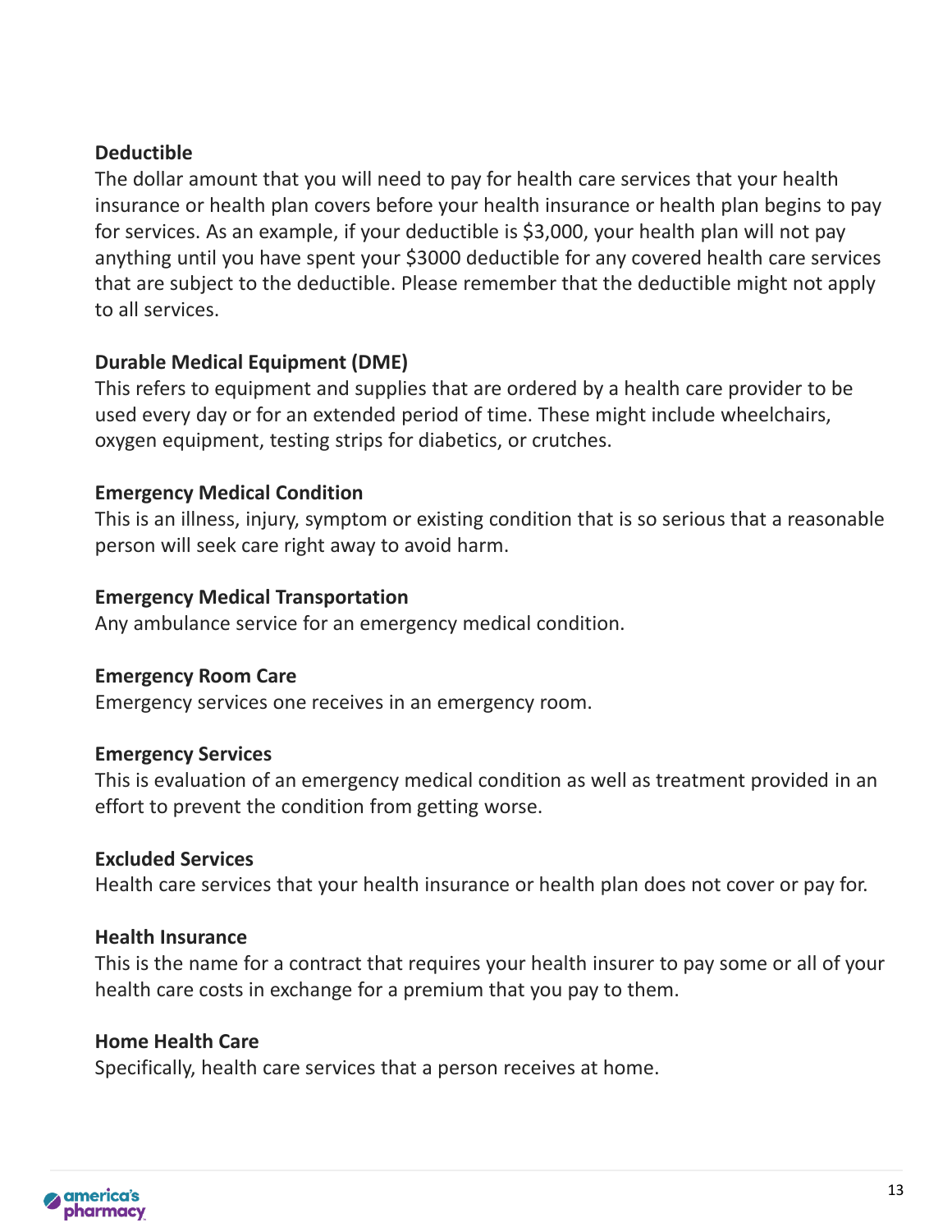**Deductible**

The dollar amount that you will need to pay for health care services that your health insurance or health plan covers before your health insurance or health plan begins to pay for services. As an example, if your deductible is $3,000, your health plan will not pay anything until you have spent your $3000 deductible for any covered health care services that are subject to the deductible. Please remember that the deductible might not apply to all services.

**Durable Medical Equipment (DME)**

This refers to equipment and supplies that are ordered by a health care provider to be used every day or for an extended period of time. These might include wheelchairs, oxygen equipment, testing strips for diabetics, or crutches.

**Emergency Medical Condition**

This is an illness, injury, symptom or existing condition that is so serious that a reasonable person will seek care right away to avoid harm.

**Emergency Medical Transportation**

Any ambulance service for an emergency medical condition.

**Emergency Room Care**

Emergency services one receives in an emergency room.

**Emergency Services**

This is evaluation of an emergency medical condition as well as treatment provided in an effort to prevent the condition from getting worse.

**Excluded Services**

Health care services that your health insurance or health plan does not cover or pay for.

**Health Insurance**

This is the name for a contract that requires your health insurer to pay some or all of your health care costs in exchange for a premium that you pay to them.

**Home Health Care**

Specifically, health care services that a person receives at home.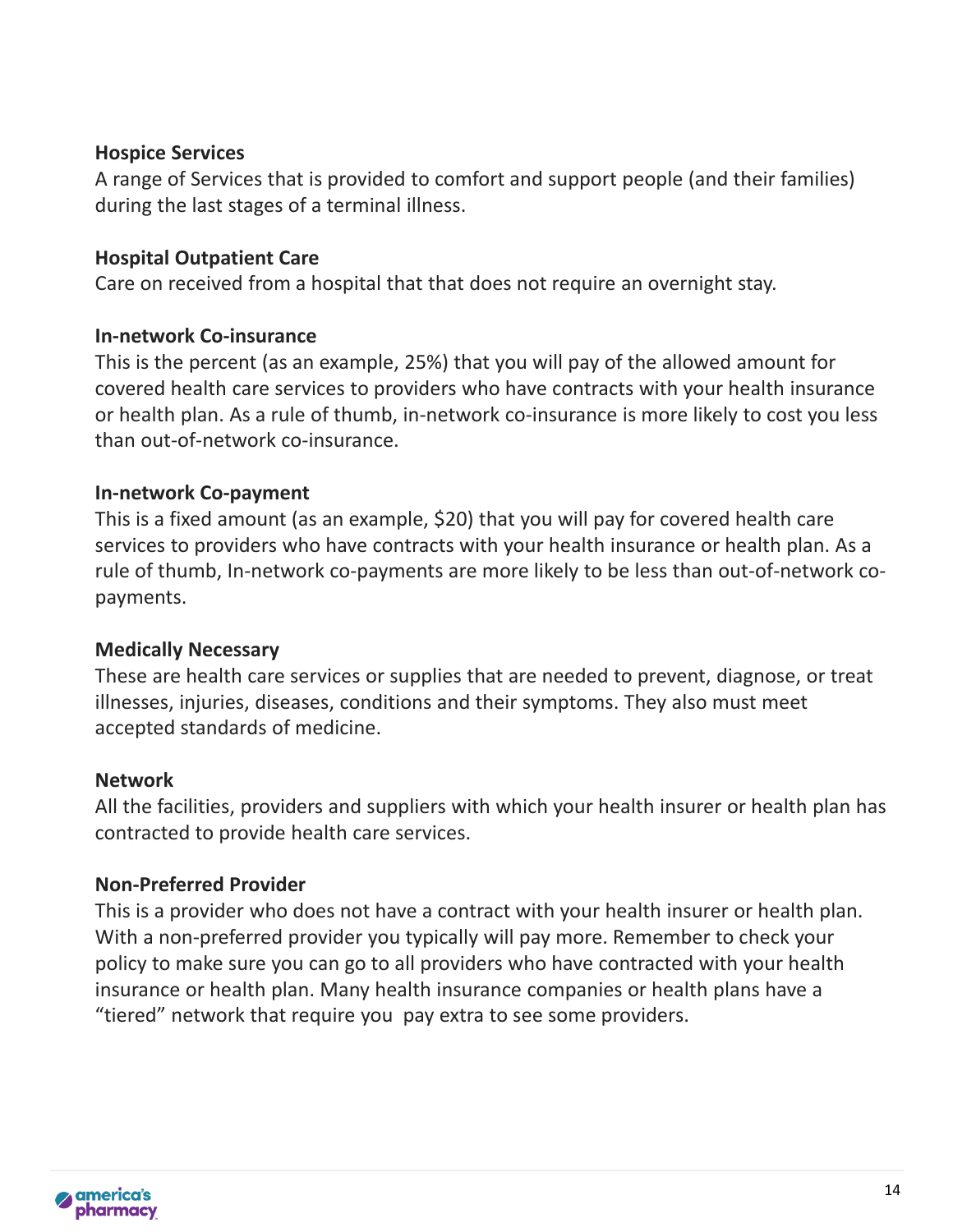**Hospice Services**
A range of Services that is provided to comfort and support people (and their families) during the last stages of a terminal illness.

**Hospital Outpatient Care**
Care on received from a hospital that that does not require an overnight stay.

**In-network Co-insurance**
This is the percent (as an example, 25%) that you will pay of the allowed amount for covered health care services to providers who have contracts with your health insurance or health plan. As a rule of thumb, in-network co-insurance is more likely to cost you less than out-of-network co-insurance.

**In-network Co-payment**
This is a fixed amount (as an example, $20) that you will pay for covered health care services to providers who have contracts with your health insurance or health plan. As a rule of thumb, In-network co-payments are more likely to be less than out-of-network co-payments.

**Medically Necessary**
These are health care services or supplies that are needed to prevent, diagnose, or treat illnesses, injuries, diseases, conditions and their symptoms. They also must meet accepted standards of medicine.

**Network**
All the facilities, providers and suppliers with which your health insurer or health plan has contracted to provide health care services.

**Non-Preferred Provider**
This is a provider who does not have a contract with your health insurer or health plan. With a non-preferred provider you typically will pay more. Remember to check your policy to make sure you can go to all providers who have contracted with your health insurance or health plan. Many health insurance companies or health plans have a "tiered" network that require you pay extra to see some providers.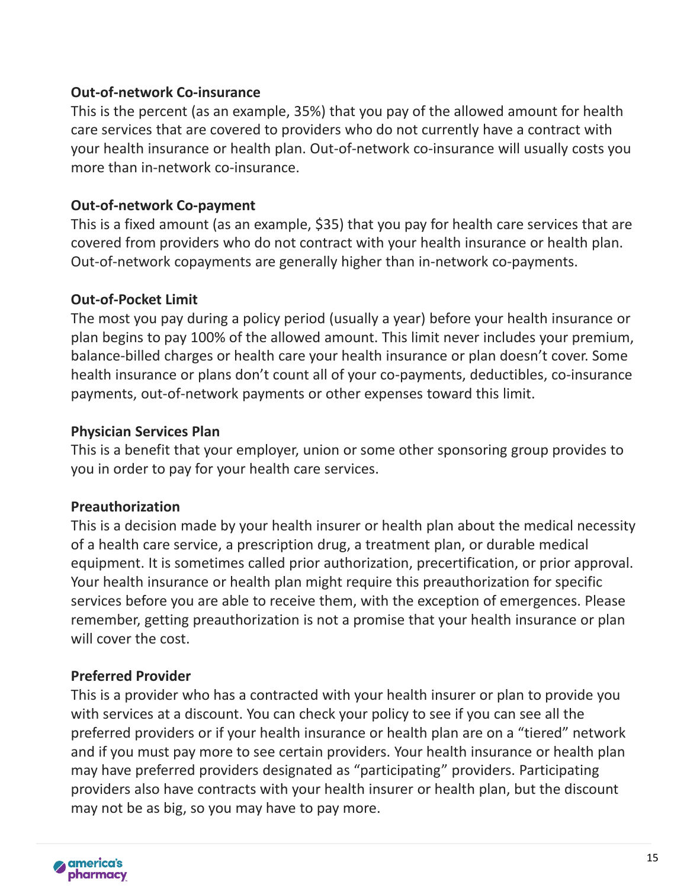**Out-of-network Co-insurance**

This is the percent (as an example, 35%) that you pay of the allowed amount for health care services that are covered to providers who do not currently have a contract with your health insurance or health plan. Out-of-network co-insurance will usually costs you more than in-network co-insurance.

**Out-of-network Co-payment**

This is a fixed amount (as an example, $35) that you pay for health care services that are covered from providers who do not contract with your health insurance or health plan. Out-of-network copayments are generally higher than in-network co-payments.

**Out-of-Pocket Limit**

The most you pay during a policy period (usually a year) before your health insurance or plan begins to pay 100% of the allowed amount. This limit never includes your premium, balance-billed charges or health care your health insurance or plan doesn't cover. Some health insurance or plans don't count all of your co-payments, deductibles, co-insurance payments, out-of-network payments or other expenses toward this limit.

**Physician Services Plan**

This is a benefit that your employer, union or some other sponsoring group provides to you in order to pay for your health care services.

**Preauthorization**

This is a decision made by your health insurer or health plan about the medical necessity of a health care service, a prescription drug, a treatment plan, or durable medical equipment. It is sometimes called prior authorization, precertification, or prior approval. Your health insurance or health plan might require this preauthorization for specific services before you are able to receive them, with the exception of emergences. Please remember, getting preauthorization is not a promise that your health insurance or plan will cover the cost.

**Preferred Provider**

This is a provider who has a contracted with your health insurer or plan to provide you with services at a discount. You can check your policy to see if you can see all the preferred providers or if your health insurance or health plan are on a "tiered" network and if you must pay more to see certain providers. Your health insurance or health plan may have preferred providers designated as "participating" providers. Participating providers also have contracts with your health insurer or health plan, but the discount may not be as big, so you may have to pay more.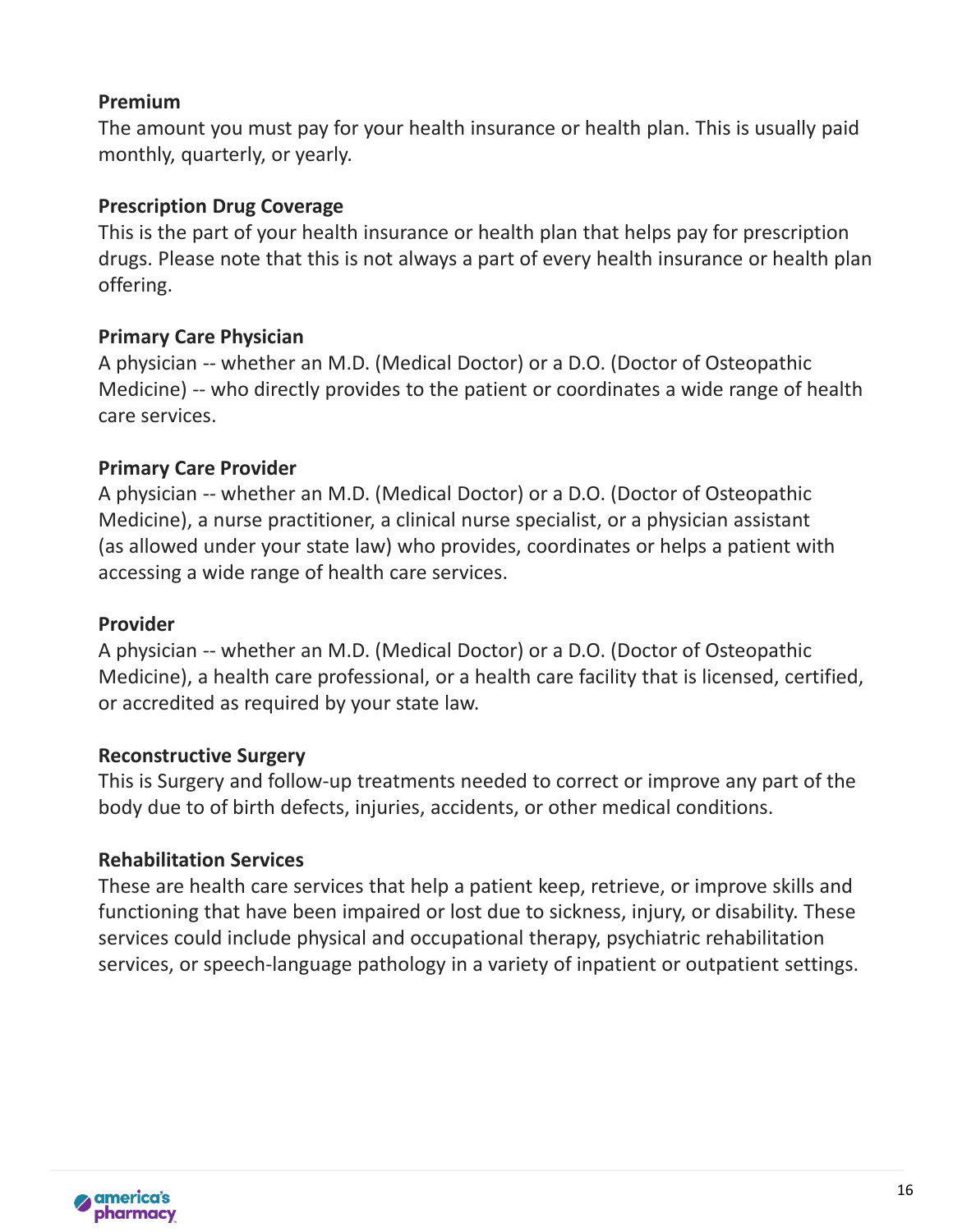**Premium**

The amount you must pay for your health insurance or health plan. This is usually paid monthly, quarterly, or yearly.

**Prescription Drug Coverage**

This is the part of your health insurance or health plan that helps pay for prescription drugs. Please note that this is not always a part of every health insurance or health plan offering.

**Primary Care Physician**

A physician -- whether an M.D. (Medical Doctor) or a D.O. (Doctor of Osteopathic Medicine) -- who directly provides to the patient or coordinates a wide range of health care services.

**Primary Care Provider**

A physician -- whether an M.D. (Medical Doctor) or a D.O. (Doctor of Osteopathic Medicine), a nurse practitioner, a clinical nurse specialist, or a physician assistant (as allowed under your state law) who provides, coordinates or helps a patient with accessing a wide range of health care services.

**Provider**

A physician -- whether an M.D. (Medical Doctor) or a D.O. (Doctor of Osteopathic Medicine), a health care professional, or a health care facility that is licensed, certified, or accredited as required by your state law.

**Reconstructive Surgery**

This is Surgery and follow-up treatments needed to correct or improve any part of the body due to of birth defects, injuries, accidents, or other medical conditions.

**Rehabilitation Services**

These are health care services that help a patient keep, retrieve, or improve skills and functioning that have been impaired or lost due to sickness, injury, or disability. These services could include physical and occupational therapy, psychiatric rehabilitation services, or speech-language pathology in a variety of inpatient or outpatient settings.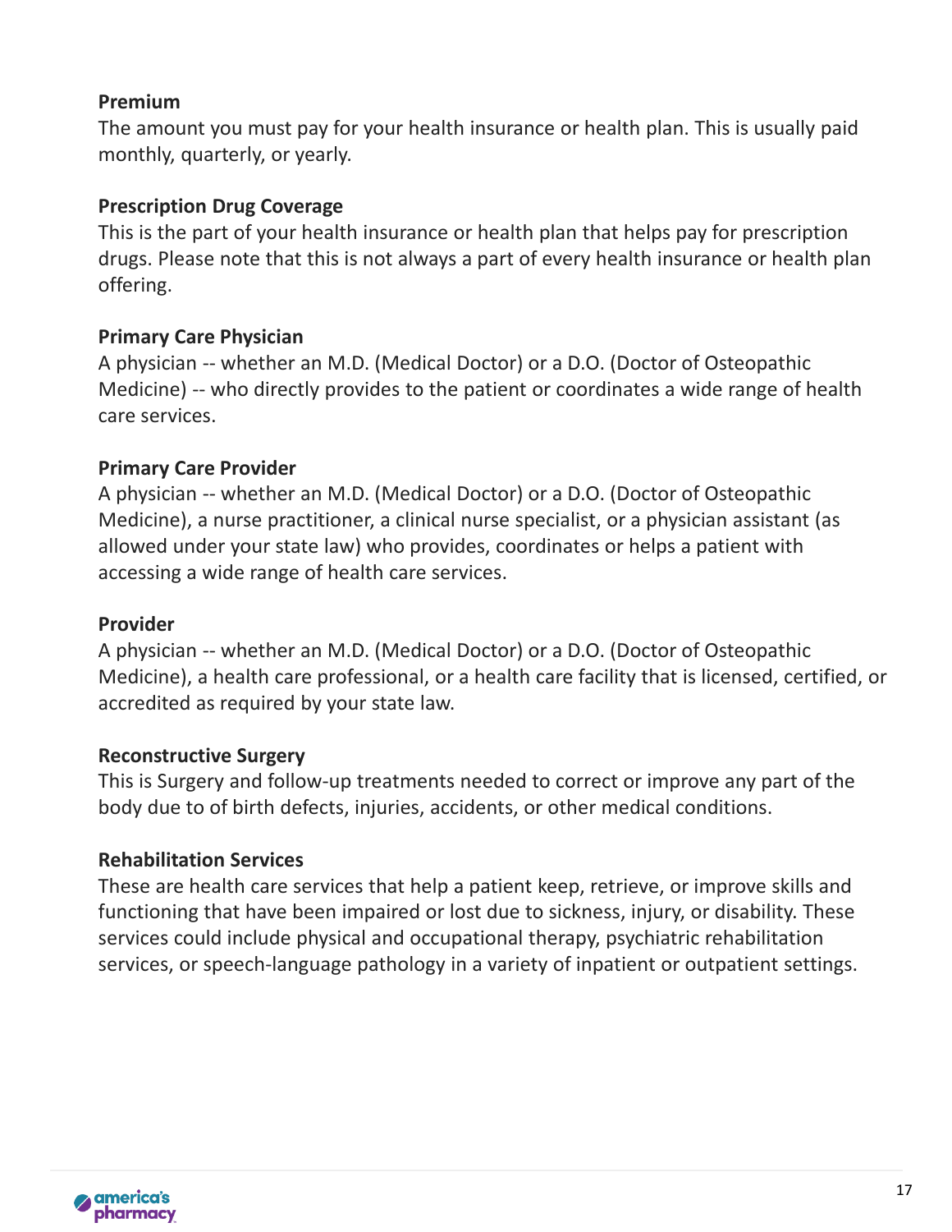**Premium**
The amount you must pay for your health insurance or health plan. This is usually paid monthly, quarterly, or yearly.

**Prescription Drug Coverage**
This is the part of your health insurance or health plan that helps pay for prescription drugs. Please note that this is not always a part of every health insurance or health plan offering.

**Primary Care Physician**
A physician -- whether an M.D. (Medical Doctor) or a D.O. (Doctor of Osteopathic Medicine) -- who directly provides to the patient or coordinates a wide range of health care services.

**Primary Care Provider**
A physician -- whether an M.D. (Medical Doctor) or a D.O. (Doctor of Osteopathic Medicine), a nurse practitioner, a clinical nurse specialist, or a physician assistant (as allowed under your state law) who provides, coordinates or helps a patient with accessing a wide range of health care services.

**Provider**
A physician -- whether an M.D. (Medical Doctor) or a D.O. (Doctor of Osteopathic Medicine), a health care professional, or a health care facility that is licensed, certified, or accredited as required by your state law.

**Reconstructive Surgery**
This is Surgery and follow-up treatments needed to correct or improve any part of the body due to of birth defects, injuries, accidents, or other medical conditions.

**Rehabilitation Services**
These are health care services that help a patient keep, retrieve, or improve skills and functioning that have been impaired or lost due to sickness, injury, or disability. These services could include physical and occupational therapy, psychiatric rehabilitation services, or speech-language pathology in a variety of inpatient or outpatient settings.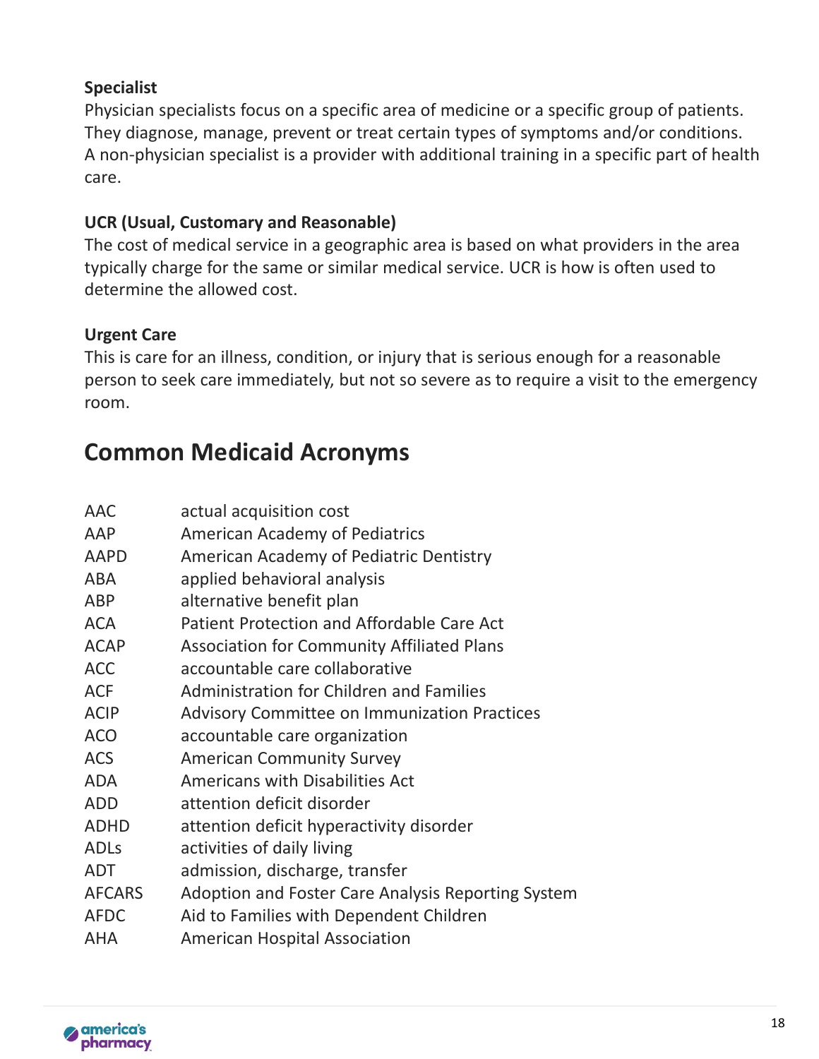**Specialist**
Physician specialists focus on a specific area of medicine or a specific group of patients. They diagnose, manage, prevent or treat certain types of symptoms and/or conditions. A non-physician specialist is a provider with additional training in a specific part of health care.

**UCR (Usual, Customary and Reasonable)**
The cost of medical service in a geographic area is based on what providers in the area typically charge for the same or similar medical service. UCR is how is often used to determine the allowed cost.

**Urgent Care**
This is care for an illness, condition, or injury that is serious enough for a reasonable person to seek care immediately, but not so severe as to require a visit to the emergency room.

## Common Medicaid Acronyms

| | |
|---|---|
| AAC | actual acquisition cost |
| AAP | American Academy of Pediatrics |
| AAPD | American Academy of Pediatric Dentistry |
| ABA | applied behavioral analysis |
| ABP | alternative benefit plan |
| ACA | Patient Protection and Affordable Care Act |
| ACAP | Association for Community Affiliated Plans |
| ACC | accountable care collaborative |
| ACF | Administration for Children and Families |
| ACIP | Advisory Committee on Immunization Practices |
| ACO | accountable care organization |
| ACS | American Community Survey |
| ADA | Americans with Disabilities Act |
| ADD | attention deficit disorder |
| ADHD | attention deficit hyperactivity disorder |
| ADLs | activities of daily living |
| ADT | admission, discharge, transfer |
| AFCARS | Adoption and Foster Care Analysis Reporting System |
| AFDC | Aid to Families with Dependent Children |
| AHA | American Hospital Association |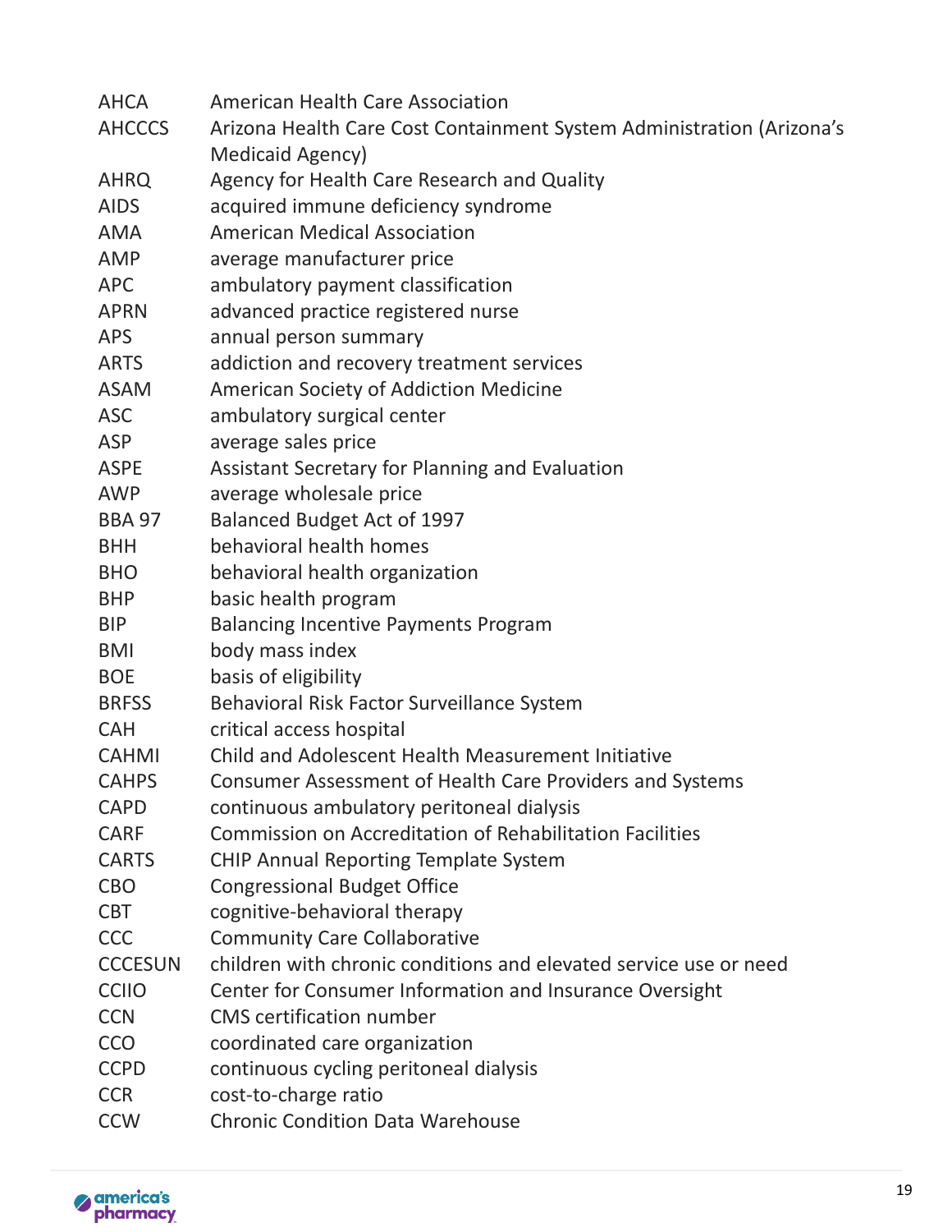| | |
|---|---|
| AHCA | American Health Care Association |
| AHCCCS | Arizona Health Care Cost Containment System Administration (Arizona's Medicaid Agency) |
| AHRQ | Agency for Health Care Research and Quality |
| AIDS | acquired immune deficiency syndrome |
| AMA | American Medical Association |
| AMP | average manufacturer price |
| APC | ambulatory payment classification |
| APRN | advanced practice registered nurse |
| APS | annual person summary |
| ARTS | addiction and recovery treatment services |
| ASAM | American Society of Addiction Medicine |
| ASC | ambulatory surgical center |
| ASP | average sales price |
| ASPE | Assistant Secretary for Planning and Evaluation |
| AWP | average wholesale price |
| BBA 97 | Balanced Budget Act of 1997 |
| BHH | behavioral health homes |
| BHO | behavioral health organization |
| BHP | basic health program |
| BIP | Balancing Incentive Payments Program |
| BMI | body mass index |
| BOE | basis of eligibility |
| BRFSS | Behavioral Risk Factor Surveillance System |
| CAH | critical access hospital |
| CAHMI | Child and Adolescent Health Measurement Initiative |
| CAHPS | Consumer Assessment of Health Care Providers and Systems |
| CAPD | continuous ambulatory peritoneal dialysis |
| CARF | Commission on Accreditation of Rehabilitation Facilities |
| CARTS | CHIP Annual Reporting Template System |
| CBO | Congressional Budget Office |
| CBT | cognitive-behavioral therapy |
| CCC | Community Care Collaborative |
| CCCESUN | children with chronic conditions and elevated service use or need |
| CCIIO | Center for Consumer Information and Insurance Oversight |
| CCN | CMS certification number |
| CCO | coordinated care organization |
| CCPD | continuous cycling peritoneal dialysis |
| CCR | cost-to-charge ratio |
| CCW | Chronic Condition Data Warehouse |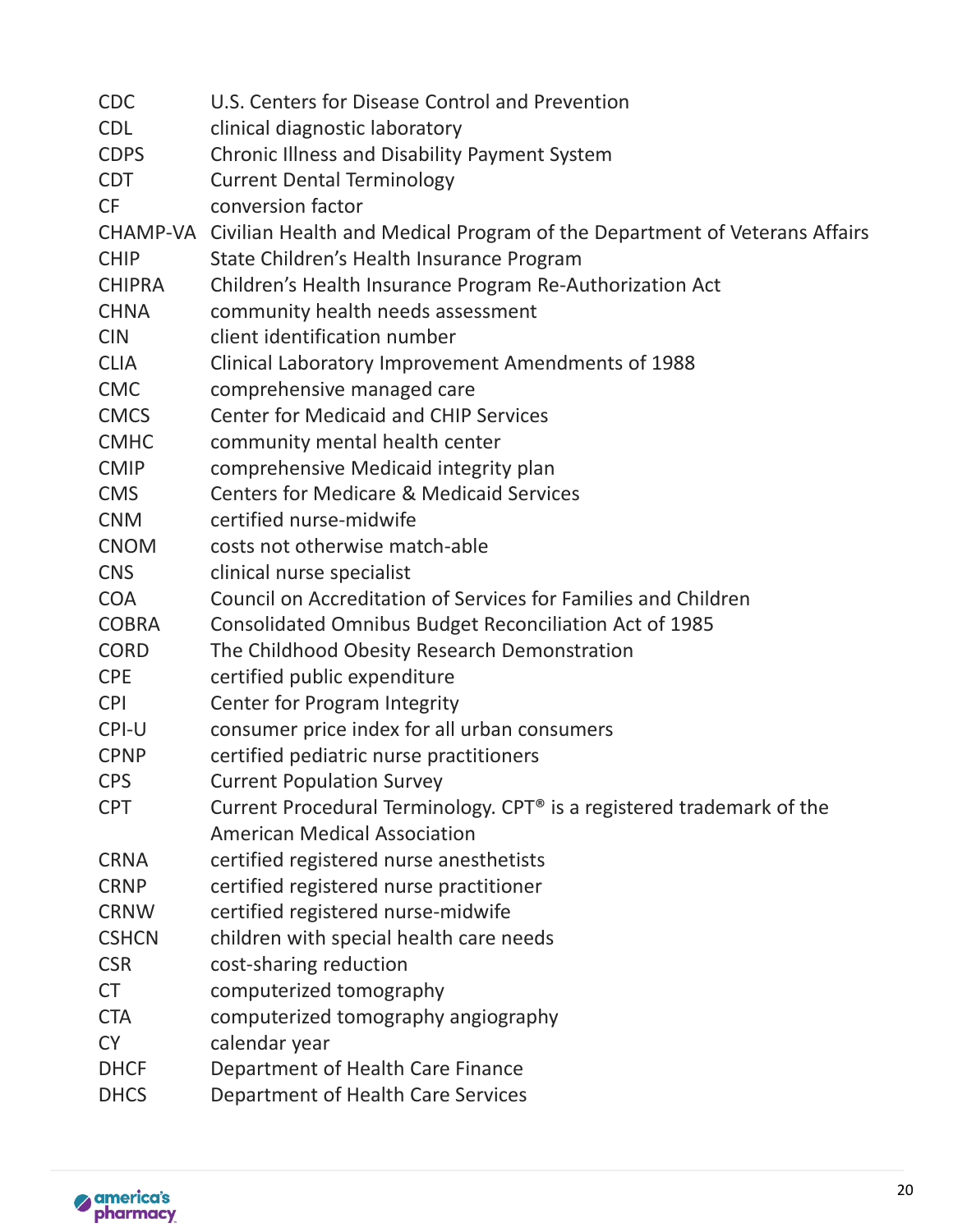| | |
|---|---|
| CDC | U.S. Centers for Disease Control and Prevention |
| CDL | clinical diagnostic laboratory |
| CDPS | Chronic Illness and Disability Payment System |
| CDT | Current Dental Terminology |
| CF | conversion factor |
| CHAMP-VA | Civilian Health and Medical Program of the Department of Veterans Affairs |
| CHIP | State Children's Health Insurance Program |
| CHIPRA | Children's Health Insurance Program Re-Authorization Act |
| CHNA | community health needs assessment |
| CIN | client identification number |
| CLIA | Clinical Laboratory Improvement Amendments of 1988 |
| CMC | comprehensive managed care |
| CMCS | Center for Medicaid and CHIP Services |
| CMHC | community mental health center |
| CMIP | comprehensive Medicaid integrity plan |
| CMS | Centers for Medicare & Medicaid Services |
| CNM | certified nurse-midwife |
| CNOM | costs not otherwise match-able |
| CNS | clinical nurse specialist |
| COA | Council on Accreditation of Services for Families and Children |
| COBRA | Consolidated Omnibus Budget Reconciliation Act of 1985 |
| CORD | The Childhood Obesity Research Demonstration |
| CPE | certified public expenditure |
| CPI | Center for Program Integrity |
| CPI-U | consumer price index for all urban consumers |
| CPNP | certified pediatric nurse practitioners |
| CPS | Current Population Survey |
| CPT | Current Procedural Terminology. CPT® is a registered trademark of the American Medical Association |
| CRNA | certified registered nurse anesthetists |
| CRNP | certified registered nurse practitioner |
| CRNW | certified registered nurse-midwife |
| CSHCN | children with special health care needs |
| CSR | cost-sharing reduction |
| CT | computerized tomography |
| CTA | computerized tomography angiography |
| CY | calendar year |
| DHCF | Department of Health Care Finance |
| DHCS | Department of Health Care Services |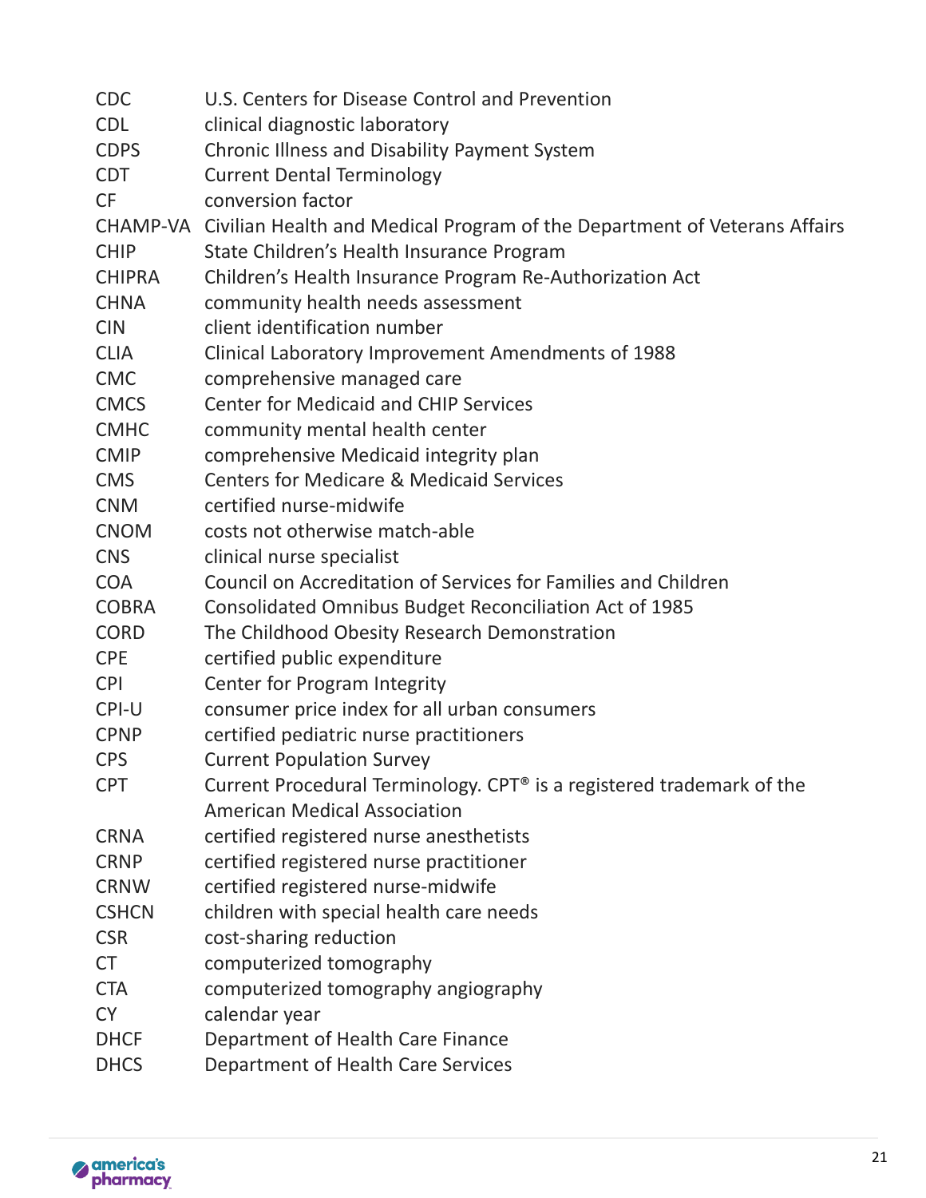| | |
|---|---|
| CDC | U.S. Centers for Disease Control and Prevention |
| CDL | clinical diagnostic laboratory |
| CDPS | Chronic Illness and Disability Payment System |
| CDT | Current Dental Terminology |
| CF | conversion factor |
| CHAMP-VA | Civilian Health and Medical Program of the Department of Veterans Affairs |
| CHIP | State Children's Health Insurance Program |
| CHIPRA | Children's Health Insurance Program Re-Authorization Act |
| CHNA | community health needs assessment |
| CIN | client identification number |
| CLIA | Clinical Laboratory Improvement Amendments of 1988 |
| CMC | comprehensive managed care |
| CMCS | Center for Medicaid and CHIP Services |
| CMHC | community mental health center |
| CMIP | comprehensive Medicaid integrity plan |
| CMS | Centers for Medicare & Medicaid Services |
| CNM | certified nurse-midwife |
| CNOM | costs not otherwise match-able |
| CNS | clinical nurse specialist |
| COA | Council on Accreditation of Services for Families and Children |
| COBRA | Consolidated Omnibus Budget Reconciliation Act of 1985 |
| CORD | The Childhood Obesity Research Demonstration |
| CPE | certified public expenditure |
| CPI | Center for Program Integrity |
| CPI-U | consumer price index for all urban consumers |
| CPNP | certified pediatric nurse practitioners |
| CPS | Current Population Survey |
| CPT | Current Procedural Terminology. CPT® is a registered trademark of the American Medical Association |
| CRNA | certified registered nurse anesthetists |
| CRNP | certified registered nurse practitioner |
| CRNW | certified registered nurse-midwife |
| CSHCN | children with special health care needs |
| CSR | cost-sharing reduction |
| CT | computerized tomography |
| CTA | computerized tomography angiography |
| CY | calendar year |
| DHCF | Department of Health Care Finance |
| DHCS | Department of Health Care Services |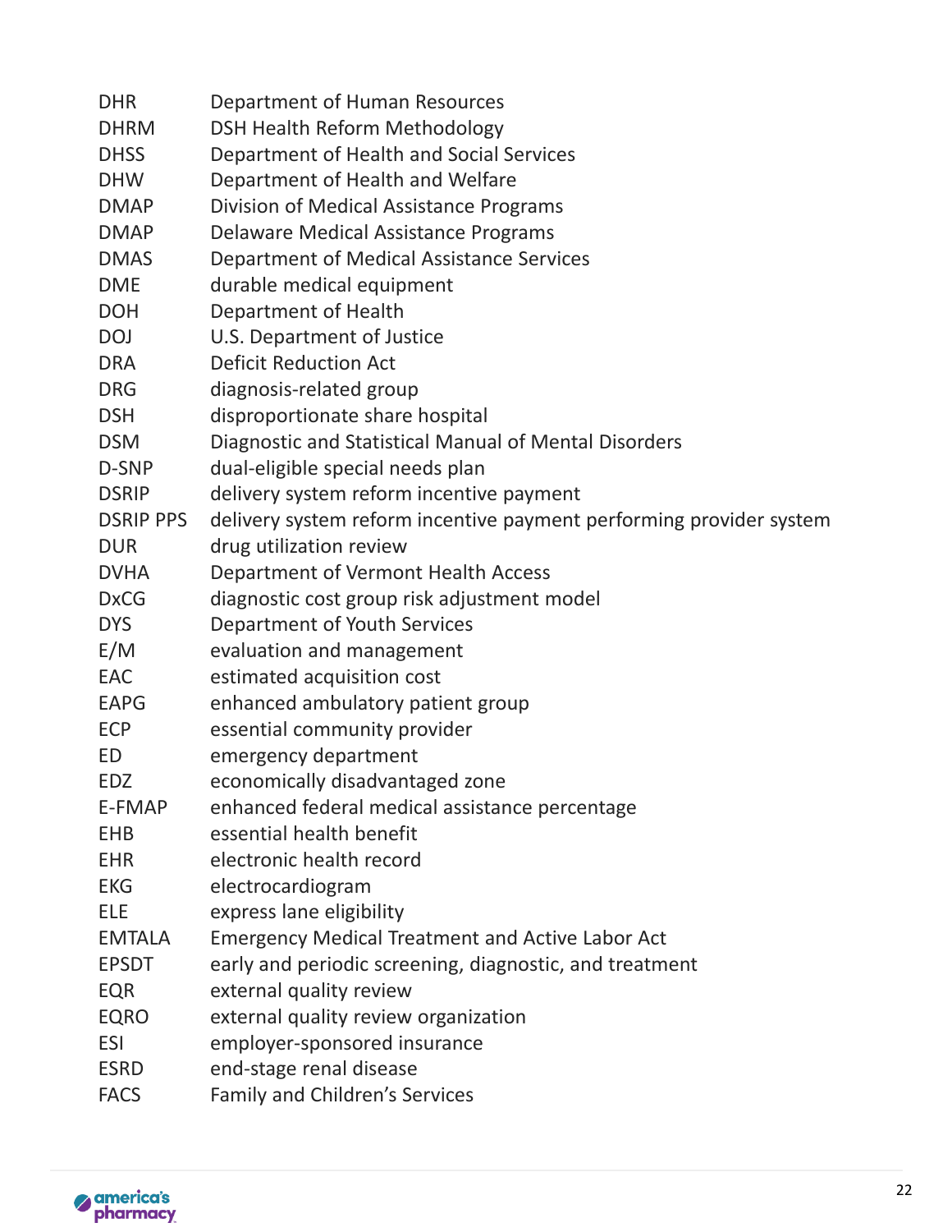| | |
|---|---|
| DHR | Department of Human Resources |
| DHRM | DSH Health Reform Methodology |
| DHSS | Department of Health and Social Services |
| DHW | Department of Health and Welfare |
| DMAP | Division of Medical Assistance Programs |
| DMAP | Delaware Medical Assistance Programs |
| DMAS | Department of Medical Assistance Services |
| DME | durable medical equipment |
| DOH | Department of Health |
| DOJ | U.S. Department of Justice |
| DRA | Deficit Reduction Act |
| DRG | diagnosis-related group |
| DSH | disproportionate share hospital |
| DSM | Diagnostic and Statistical Manual of Mental Disorders |
| D-SNP | dual-eligible special needs plan |
| DSRIP | delivery system reform incentive payment |
| DSRIP PPS | delivery system reform incentive payment performing provider system |
| DUR | drug utilization review |
| DVHA | Department of Vermont Health Access |
| DxCG | diagnostic cost group risk adjustment model |
| DYS | Department of Youth Services |
| E/M | evaluation and management |
| EAC | estimated acquisition cost |
| EAPG | enhanced ambulatory patient group |
| ECP | essential community provider |
| ED | emergency department |
| EDZ | economically disadvantaged zone |
| E-FMAP | enhanced federal medical assistance percentage |
| EHB | essential health benefit |
| EHR | electronic health record |
| EKG | electrocardiogram |
| ELE | express lane eligibility |
| EMTALA | Emergency Medical Treatment and Active Labor Act |
| EPSDT | early and periodic screening, diagnostic, and treatment |
| EQR | external quality review |
| EQRO | external quality review organization |
| ESI | employer-sponsored insurance |
| ESRD | end-stage renal disease |
| FACS | Family and Children's Services |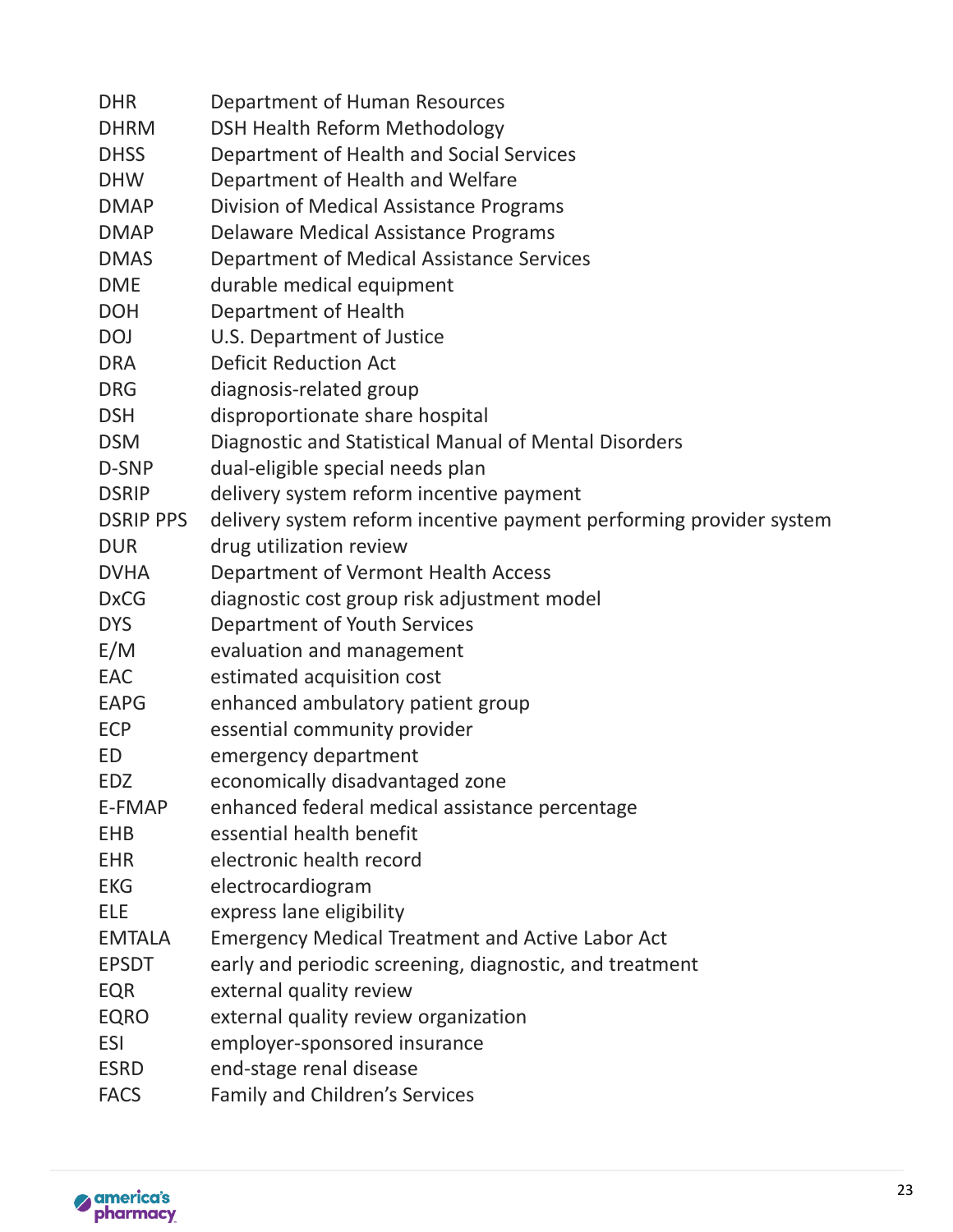| | |
|---|---|
| DHR | Department of Human Resources |
| DHRM | DSH Health Reform Methodology |
| DHSS | Department of Health and Social Services |
| DHW | Department of Health and Welfare |
| DMAP | Division of Medical Assistance Programs |
| DMAP | Delaware Medical Assistance Programs |
| DMAS | Department of Medical Assistance Services |
| DME | durable medical equipment |
| DOH | Department of Health |
| DOJ | U.S. Department of Justice |
| DRA | Deficit Reduction Act |
| DRG | diagnosis-related group |
| DSH | disproportionate share hospital |
| DSM | Diagnostic and Statistical Manual of Mental Disorders |
| D-SNP | dual-eligible special needs plan |
| DSRIP | delivery system reform incentive payment |
| DSRIP PPS | delivery system reform incentive payment performing provider system |
| DUR | drug utilization review |
| DVHA | Department of Vermont Health Access |
| DxCG | diagnostic cost group risk adjustment model |
| DYS | Department of Youth Services |
| E/M | evaluation and management |
| EAC | estimated acquisition cost |
| EAPG | enhanced ambulatory patient group |
| ECP | essential community provider |
| ED | emergency department |
| EDZ | economically disadvantaged zone |
| E-FMAP | enhanced federal medical assistance percentage |
| EHB | essential health benefit |
| EHR | electronic health record |
| EKG | electrocardiogram |
| ELE | express lane eligibility |
| EMTALA | Emergency Medical Treatment and Active Labor Act |
| EPSDT | early and periodic screening, diagnostic, and treatment |
| EQR | external quality review |
| EQRO | external quality review organization |
| ESI | employer-sponsored insurance |
| ESRD | end-stage renal disease |
| FACS | Family and Children's Services |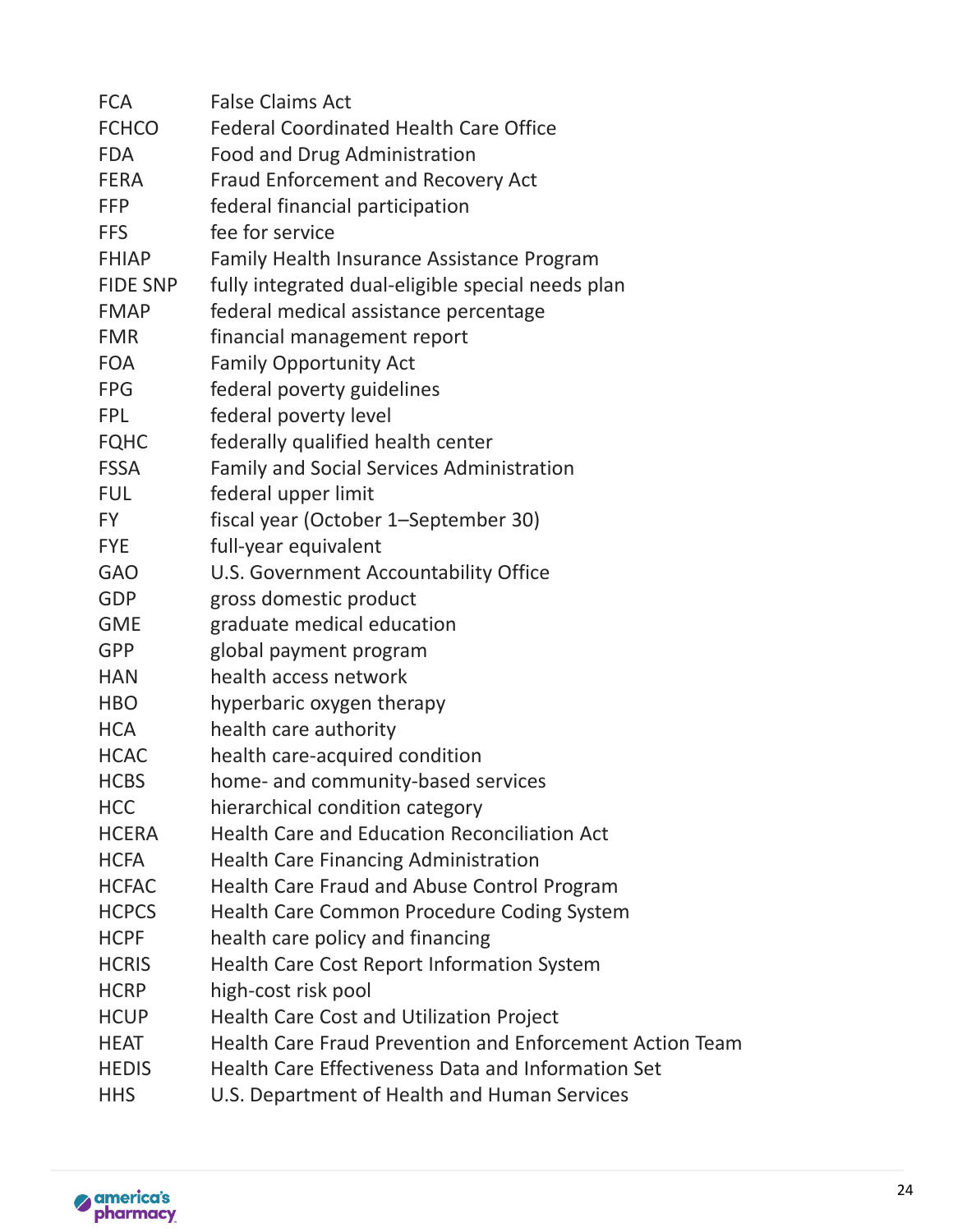| | |
|---|---|
| FCA | False Claims Act |
| FCHCO | Federal Coordinated Health Care Office |
| FDA | Food and Drug Administration |
| FERA | Fraud Enforcement and Recovery Act |
| FFP | federal financial participation |
| FFS | fee for service |
| FHIAP | Family Health Insurance Assistance Program |
| FIDE SNP | fully integrated dual-eligible special needs plan |
| FMAP | federal medical assistance percentage |
| FMR | financial management report |
| FOA | Family Opportunity Act |
| FPG | federal poverty guidelines |
| FPL | federal poverty level |
| FQHC | federally qualified health center |
| FSSA | Family and Social Services Administration |
| FUL | federal upper limit |
| FY | fiscal year (October 1–September 30) |
| FYE | full-year equivalent |
| GAO | U.S. Government Accountability Office |
| GDP | gross domestic product |
| GME | graduate medical education |
| GPP | global payment program |
| HAN | health access network |
| HBO | hyperbaric oxygen therapy |
| HCA | health care authority |
| HCAC | health care-acquired condition |
| HCBS | home- and community-based services |
| HCC | hierarchical condition category |
| HCERA | Health Care and Education Reconciliation Act |
| HCFA | Health Care Financing Administration |
| HCFAC | Health Care Fraud and Abuse Control Program |
| HCPCS | Health Care Common Procedure Coding System |
| HCPF | health care policy and financing |
| HCRIS | Health Care Cost Report Information System |
| HCRP | high-cost risk pool |
| HCUP | Health Care Cost and Utilization Project |
| HEAT | Health Care Fraud Prevention and Enforcement Action Team |
| HEDIS | Health Care Effectiveness Data and Information Set |
| HHS | U.S. Department of Health and Human Services |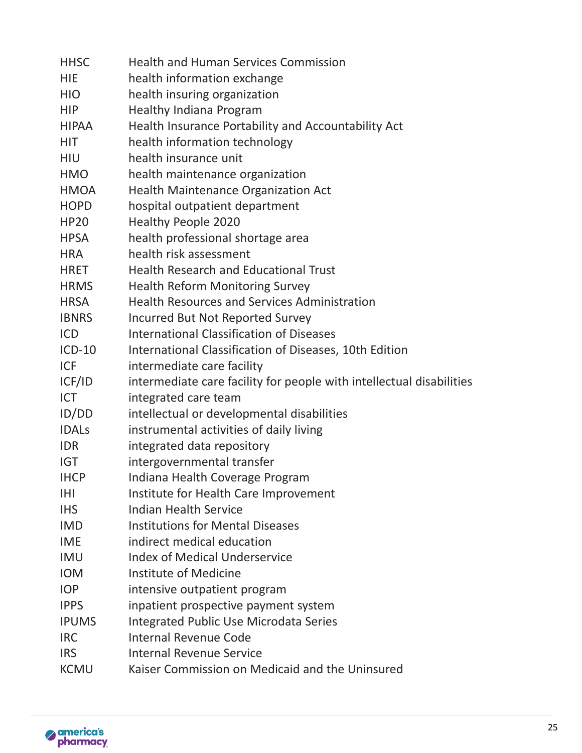| | |
|---|---|
| HHSC | Health and Human Services Commission |
| HIE | health information exchange |
| HIO | health insuring organization |
| HIP | Healthy Indiana Program |
| HIPAA | Health Insurance Portability and Accountability Act |
| HIT | health information technology |
| HIU | health insurance unit |
| HMO | health maintenance organization |
| HMOA | Health Maintenance Organization Act |
| HOPD | hospital outpatient department |
| HP20 | Healthy People 2020 |
| HPSA | health professional shortage area |
| HRA | health risk assessment |
| HRET | Health Research and Educational Trust |
| HRMS | Health Reform Monitoring Survey |
| HRSA | Health Resources and Services Administration |
| IBNRS | Incurred But Not Reported Survey |
| ICD | International Classification of Diseases |
| ICD-10 | International Classification of Diseases, 10th Edition |
| ICF | intermediate care facility |
| ICF/ID | intermediate care facility for people with intellectual disabilities |
| ICT | integrated care team |
| ID/DD | intellectual or developmental disabilities |
| IDALs | instrumental activities of daily living |
| IDR | integrated data repository |
| IGT | intergovernmental transfer |
| IHCP | Indiana Health Coverage Program |
| IHI | Institute for Health Care Improvement |
| IHS | Indian Health Service |
| IMD | Institutions for Mental Diseases |
| IME | indirect medical education |
| IMU | Index of Medical Underservice |
| IOM | Institute of Medicine |
| IOP | intensive outpatient program |
| IPPS | inpatient prospective payment system |
| IPUMS | Integrated Public Use Microdata Series |
| IRC | Internal Revenue Code |
| IRS | Internal Revenue Service |
| KCMU | Kaiser Commission on Medicaid and the Uninsured |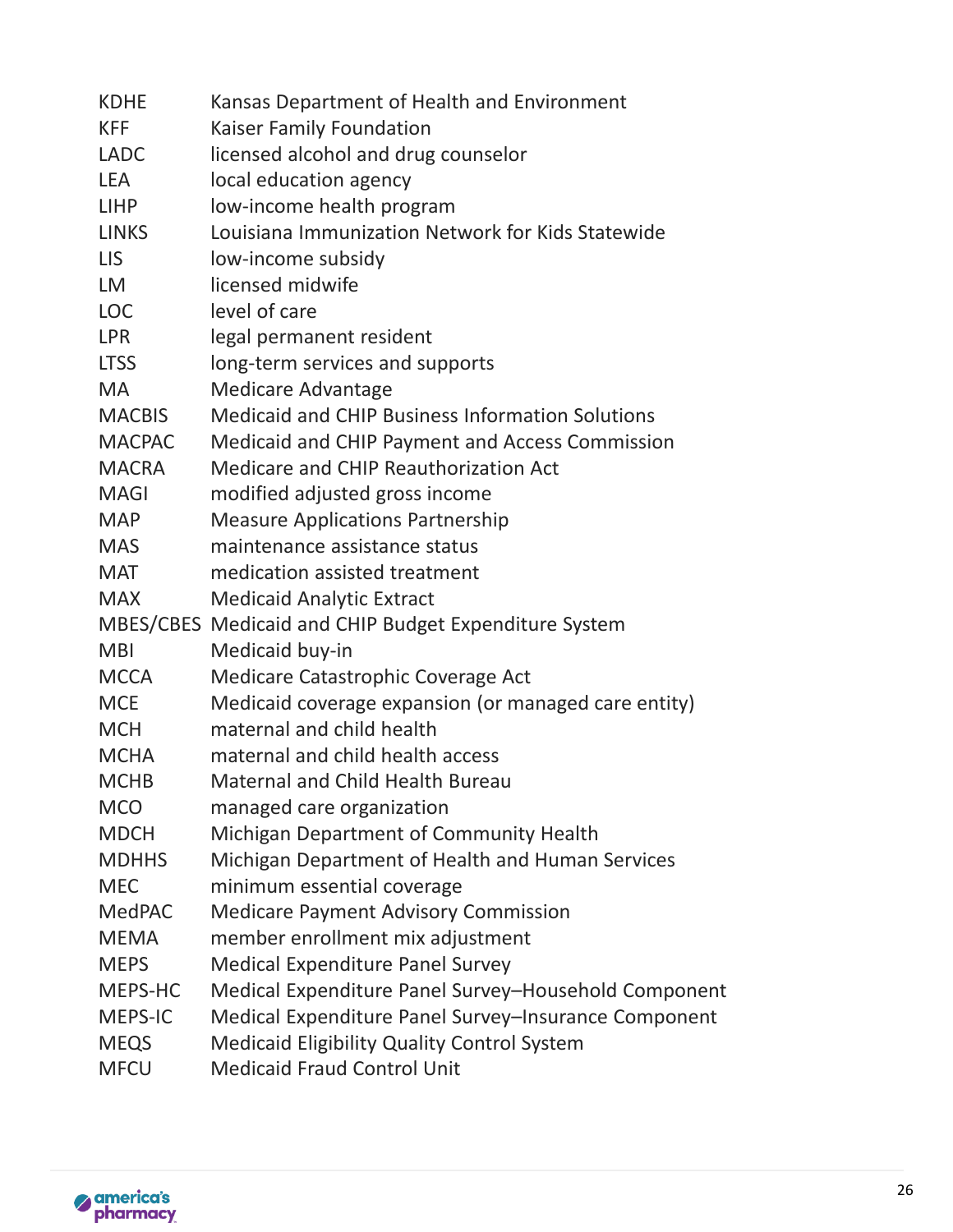| | |
|---|---|
| KDHE | Kansas Department of Health and Environment |
| KFF | Kaiser Family Foundation |
| LADC | licensed alcohol and drug counselor |
| LEA | local education agency |
| LIHP | low-income health program |
| LINKS | Louisiana Immunization Network for Kids Statewide |
| LIS | low-income subsidy |
| LM | licensed midwife |
| LOC | level of care |
| LPR | legal permanent resident |
| LTSS | long-term services and supports |
| MA | Medicare Advantage |
| MACBIS | Medicaid and CHIP Business Information Solutions |
| MACPAC | Medicaid and CHIP Payment and Access Commission |
| MACRA | Medicare and CHIP Reauthorization Act |
| MAGI | modified adjusted gross income |
| MAP | Measure Applications Partnership |
| MAS | maintenance assistance status |
| MAT | medication assisted treatment |
| MAX | Medicaid Analytic Extract |
| MBES/CBES | Medicaid and CHIP Budget Expenditure System |
| MBI | Medicaid buy-in |
| MCCA | Medicare Catastrophic Coverage Act |
| MCE | Medicaid coverage expansion (or managed care entity) |
| MCH | maternal and child health |
| MCHA | maternal and child health access |
| MCHB | Maternal and Child Health Bureau |
| MCO | managed care organization |
| MDCH | Michigan Department of Community Health |
| MDHHS | Michigan Department of Health and Human Services |
| MEC | minimum essential coverage |
| MedPAC | Medicare Payment Advisory Commission |
| MEMA | member enrollment mix adjustment |
| MEPS | Medical Expenditure Panel Survey |
| MEPS-HC | Medical Expenditure Panel Survey–Household Component |
| MEPS-IC | Medical Expenditure Panel Survey–Insurance Component |
| MEQS | Medicaid Eligibility Quality Control System |
| MFCU | Medicaid Fraud Control Unit |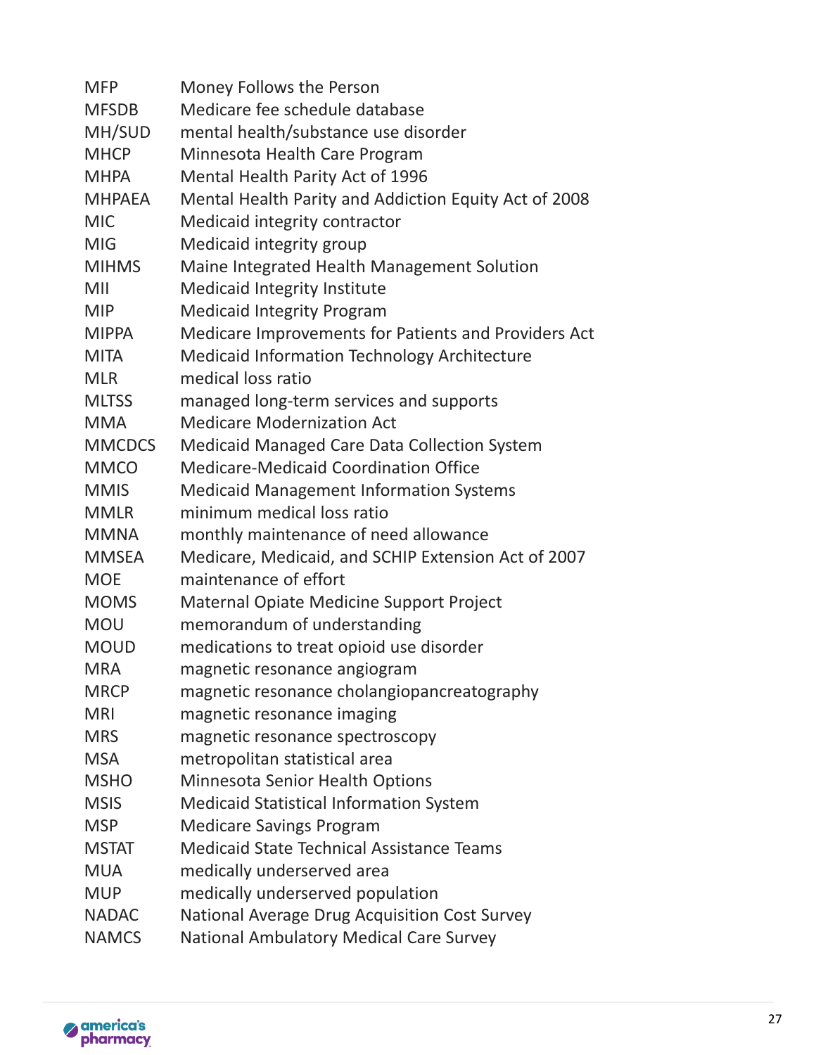| | |
|---|---|
| MFP | Money Follows the Person |
| MFSDB | Medicare fee schedule database |
| MH/SUD | mental health/substance use disorder |
| MHCP | Minnesota Health Care Program |
| MHPA | Mental Health Parity Act of 1996 |
| MHPAEA | Mental Health Parity and Addiction Equity Act of 2008 |
| MIC | Medicaid integrity contractor |
| MIG | Medicaid integrity group |
| MIHMS | Maine Integrated Health Management Solution |
| MII | Medicaid Integrity Institute |
| MIP | Medicaid Integrity Program |
| MIPPA | Medicare Improvements for Patients and Providers Act |
| MITA | Medicaid Information Technology Architecture |
| MLR | medical loss ratio |
| MLTSS | managed long-term services and supports |
| MMA | Medicare Modernization Act |
| MMCDCS | Medicaid Managed Care Data Collection System |
| MMCO | Medicare-Medicaid Coordination Office |
| MMIS | Medicaid Management Information Systems |
| MMLR | minimum medical loss ratio |
| MMNA | monthly maintenance of need allowance |
| MMSEA | Medicare, Medicaid, and SCHIP Extension Act of 2007 |
| MOE | maintenance of effort |
| MOMS | Maternal Opiate Medicine Support Project |
| MOU | memorandum of understanding |
| MOUD | medications to treat opioid use disorder |
| MRA | magnetic resonance angiogram |
| MRCP | magnetic resonance cholangiopancreatography |
| MRI | magnetic resonance imaging |
| MRS | magnetic resonance spectroscopy |
| MSA | metropolitan statistical area |
| MSHO | Minnesota Senior Health Options |
| MSIS | Medicaid Statistical Information System |
| MSP | Medicare Savings Program |
| MSTAT | Medicaid State Technical Assistance Teams |
| MUA | medically underserved area |
| MUP | medically underserved population |
| NADAC | National Average Drug Acquisition Cost Survey |
| NAMCS | National Ambulatory Medical Care Survey |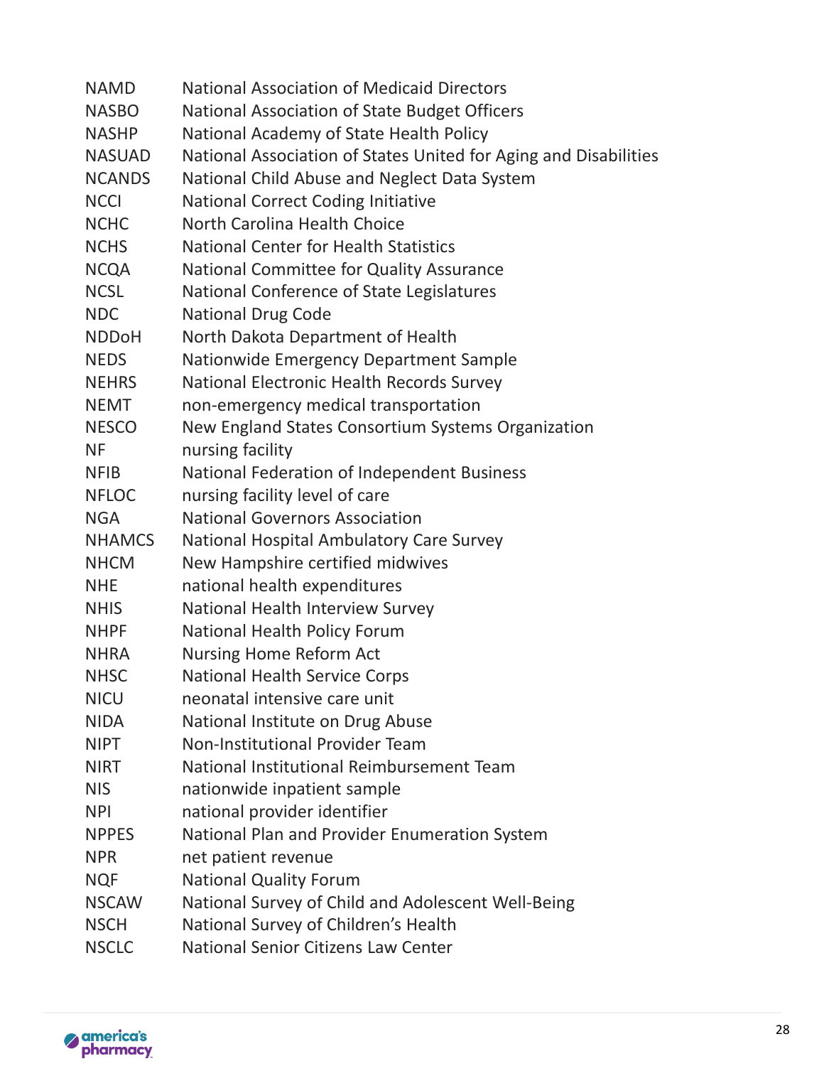| | |
|---|---|
| NAMD | National Association of Medicaid Directors |
| NASBO | National Association of State Budget Officers |
| NASHP | National Academy of State Health Policy |
| NASUAD | National Association of States United for Aging and Disabilities |
| NCANDS | National Child Abuse and Neglect Data System |
| NCCI | National Correct Coding Initiative |
| NCHC | North Carolina Health Choice |
| NCHS | National Center for Health Statistics |
| NCQA | National Committee for Quality Assurance |
| NCSL | National Conference of State Legislatures |
| NDC | National Drug Code |
| NDDoH | North Dakota Department of Health |
| NEDS | Nationwide Emergency Department Sample |
| NEHRS | National Electronic Health Records Survey |
| NEMT | non-emergency medical transportation |
| NESCO | New England States Consortium Systems Organization |
| NF | nursing facility |
| NFIB | National Federation of Independent Business |
| NFLOC | nursing facility level of care |
| NGA | National Governors Association |
| NHAMCS | National Hospital Ambulatory Care Survey |
| NHCM | New Hampshire certified midwives |
| NHE | national health expenditures |
| NHIS | National Health Interview Survey |
| NHPF | National Health Policy Forum |
| NHRA | Nursing Home Reform Act |
| NHSC | National Health Service Corps |
| NICU | neonatal intensive care unit |
| NIDA | National Institute on Drug Abuse |
| NIPT | Non-Institutional Provider Team |
| NIRT | National Institutional Reimbursement Team |
| NIS | nationwide inpatient sample |
| NPI | national provider identifier |
| NPPES | National Plan and Provider Enumeration System |
| NPR | net patient revenue |
| NQF | National Quality Forum |
| NSCAW | National Survey of Child and Adolescent Well-Being |
| NSCH | National Survey of Children's Health |
| NSCLC | National Senior Citizens Law Center |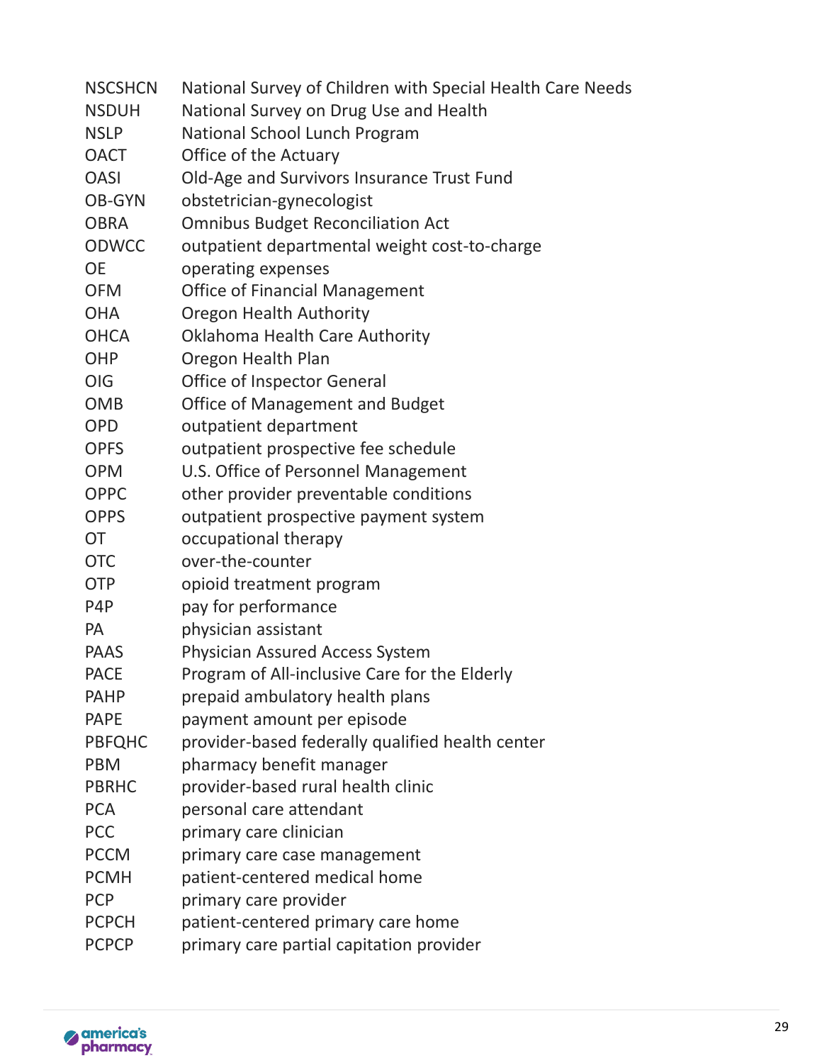| | |
|---|---|
| NSCSHCN | National Survey of Children with Special Health Care Needs |
| NSDUH | National Survey on Drug Use and Health |
| NSLP | National School Lunch Program |
| OACT | Office of the Actuary |
| OASI | Old-Age and Survivors Insurance Trust Fund |
| OB-GYN | obstetrician-gynecologist |
| OBRA | Omnibus Budget Reconciliation Act |
| ODWCC | outpatient departmental weight cost-to-charge |
| OE | operating expenses |
| OFM | Office of Financial Management |
| OHA | Oregon Health Authority |
| OHCA | Oklahoma Health Care Authority |
| OHP | Oregon Health Plan |
| OIG | Office of Inspector General |
| OMB | Office of Management and Budget |
| OPD | outpatient department |
| OPFS | outpatient prospective fee schedule |
| OPM | U.S. Office of Personnel Management |
| OPPC | other provider preventable conditions |
| OPPS | outpatient prospective payment system |
| OT | occupational therapy |
| OTC | over-the-counter |
| OTP | opioid treatment program |
| P4P | pay for performance |
| PA | physician assistant |
| PAAS | Physician Assured Access System |
| PACE | Program of All-inclusive Care for the Elderly |
| PAHP | prepaid ambulatory health plans |
| PAPE | payment amount per episode |
| PBFQHC | provider-based federally qualified health center |
| PBM | pharmacy benefit manager |
| PBRHC | provider-based rural health clinic |
| PCA | personal care attendant |
| PCC | primary care clinician |
| PCCM | primary care case management |
| PCMH | patient-centered medical home |
| PCP | primary care provider |
| PCPCH | patient-centered primary care home |
| PCPCP | primary care partial capitation provider |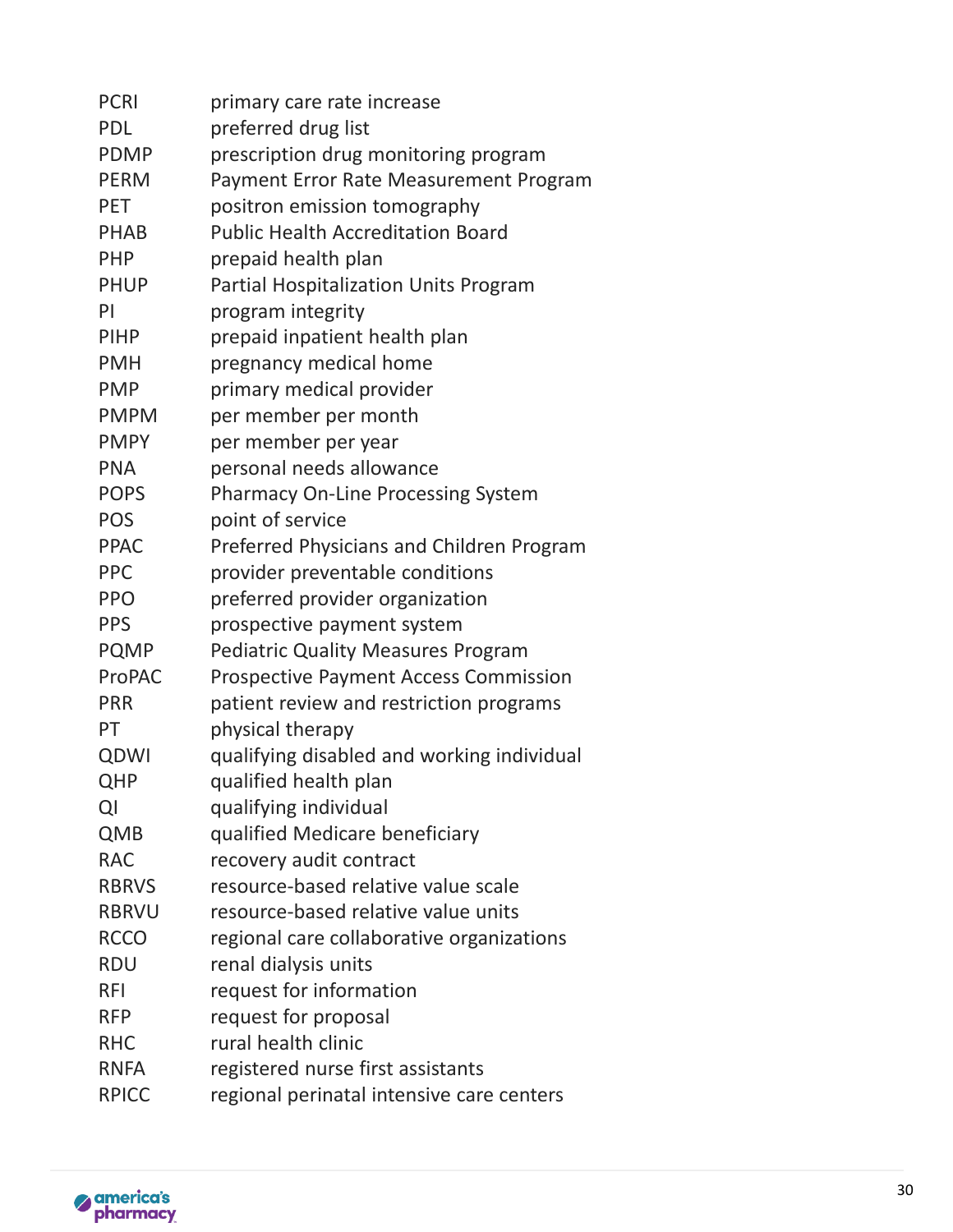| | |
|---|---|
| PCRI | primary care rate increase |
| PDL | preferred drug list |
| PDMP | prescription drug monitoring program |
| PERM | Payment Error Rate Measurement Program |
| PET | positron emission tomography |
| PHAB | Public Health Accreditation Board |
| PHP | prepaid health plan |
| PHUP | Partial Hospitalization Units Program |
| PI | program integrity |
| PIHP | prepaid inpatient health plan |
| PMH | pregnancy medical home |
| PMP | primary medical provider |
| PMPM | per member per month |
| PMPY | per member per year |
| PNA | personal needs allowance |
| POPS | Pharmacy On-Line Processing System |
| POS | point of service |
| PPAC | Preferred Physicians and Children Program |
| PPC | provider preventable conditions |
| PPO | preferred provider organization |
| PPS | prospective payment system |
| PQMP | Pediatric Quality Measures Program |
| ProPAC | Prospective Payment Access Commission |
| PRR | patient review and restriction programs |
| PT | physical therapy |
| QDWI | qualifying disabled and working individual |
| QHP | qualified health plan |
| QI | qualifying individual |
| QMB | qualified Medicare beneficiary |
| RAC | recovery audit contract |
| RBRVS | resource-based relative value scale |
| RBRVU | resource-based relative value units |
| RCCO | regional care collaborative organizations |
| RDU | renal dialysis units |
| RFI | request for information |
| RFP | request for proposal |
| RHC | rural health clinic |
| RNFA | registered nurse first assistants |
| RPICC | regional perinatal intensive care centers |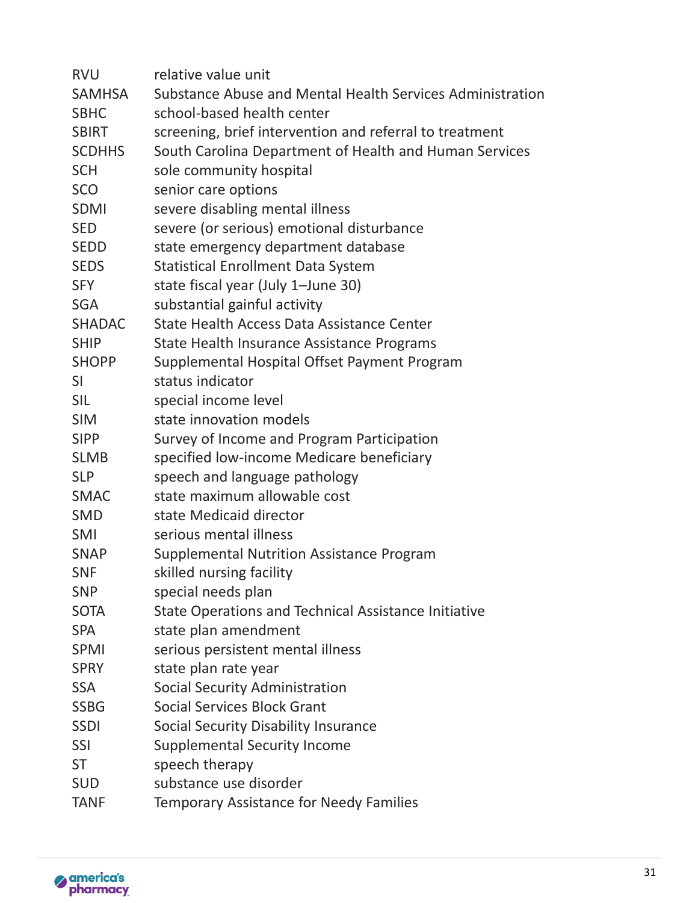| | |
|---|---|
| RVU | relative value unit |
| SAMHSA | Substance Abuse and Mental Health Services Administration |
| SBHC | school-based health center |
| SBIRT | screening, brief intervention and referral to treatment |
| SCDHHS | South Carolina Department of Health and Human Services |
| SCH | sole community hospital |
| SCO | senior care options |
| SDMI | severe disabling mental illness |
| SED | severe (or serious) emotional disturbance |
| SEDD | state emergency department database |
| SEDS | Statistical Enrollment Data System |
| SFY | state fiscal year (July 1–June 30) |
| SGA | substantial gainful activity |
| SHADAC | State Health Access Data Assistance Center |
| SHIP | State Health Insurance Assistance Programs |
| SHOPP | Supplemental Hospital Offset Payment Program |
| SI | status indicator |
| SIL | special income level |
| SIM | state innovation models |
| SIPP | Survey of Income and Program Participation |
| SLMB | specified low-income Medicare beneficiary |
| SLP | speech and language pathology |
| SMAC | state maximum allowable cost |
| SMD | state Medicaid director |
| SMI | serious mental illness |
| SNAP | Supplemental Nutrition Assistance Program |
| SNF | skilled nursing facility |
| SNP | special needs plan |
| SOTA | State Operations and Technical Assistance Initiative |
| SPA | state plan amendment |
| SPMI | serious persistent mental illness |
| SPRY | state plan rate year |
| SSA | Social Security Administration |
| SSBG | Social Services Block Grant |
| SSDI | Social Security Disability Insurance |
| SSI | Supplemental Security Income |
| ST | speech therapy |
| SUD | substance use disorder |
| TANF | Temporary Assistance for Needy Families |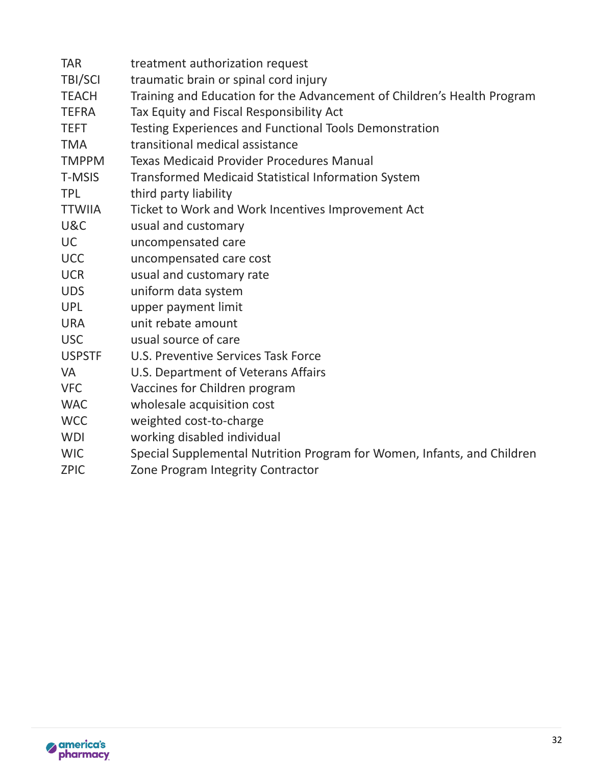| | |
|---|---|
| TAR | treatment authorization request |
| TBI/SCI | traumatic brain or spinal cord injury |
| TEACH | Training and Education for the Advancement of Children's Health Program |
| TEFRA | Tax Equity and Fiscal Responsibility Act |
| TEFT | Testing Experiences and Functional Tools Demonstration |
| TMA | transitional medical assistance |
| TMPPM | Texas Medicaid Provider Procedures Manual |
| T-MSIS | Transformed Medicaid Statistical Information System |
| TPL | third party liability |
| TTWIIA | Ticket to Work and Work Incentives Improvement Act |
| U&C | usual and customary |
| UC | uncompensated care |
| UCC | uncompensated care cost |
| UCR | usual and customary rate |
| UDS | uniform data system |
| UPL | upper payment limit |
| URA | unit rebate amount |
| USC | usual source of care |
| USPSTF | U.S. Preventive Services Task Force |
| VA | U.S. Department of Veterans Affairs |
| VFC | Vaccines for Children program |
| WAC | wholesale acquisition cost |
| WCC | weighted cost-to-charge |
| WDI | working disabled individual |
| WIC | Special Supplemental Nutrition Program for Women, Infants, and Children |
| ZPIC | Zone Program Integrity Contractor |